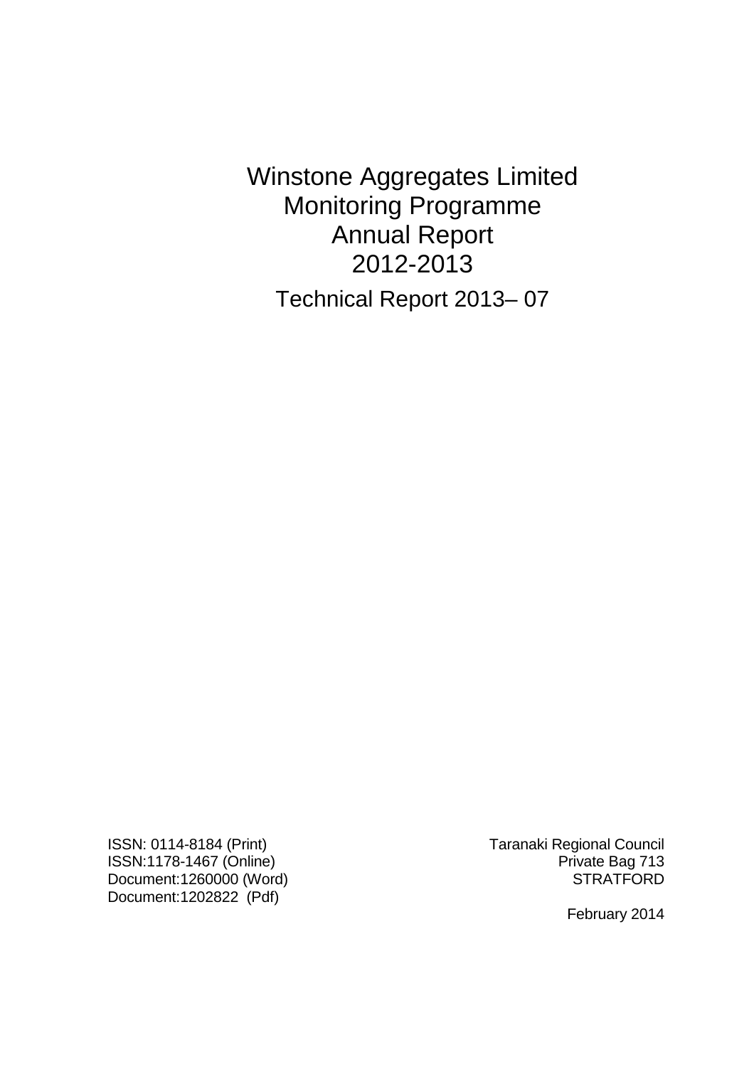# Winstone Aggregates Limited Monitoring Programme Annual Report 2012-2013

Technical Report 2013– 07

ISSN: 0114-8184 (Print)
ISSN:1178-1467 (Online)
Document:1260000 (Word)
Document:1202822 (Pdf)

Taranaki Regional Council
Private Bag 713
STRATFORD

February 2014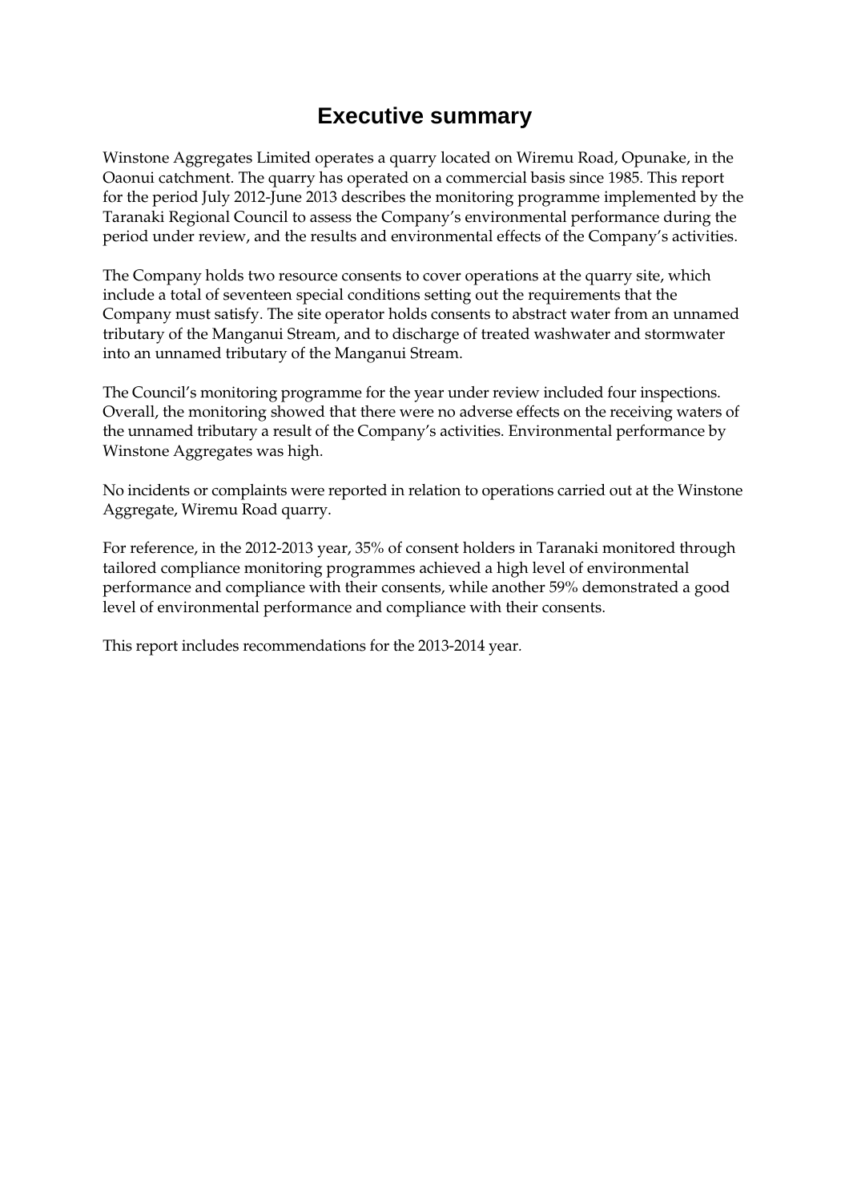# Executive summary

Winstone Aggregates Limited operates a quarry located on Wiremu Road, Opunake, in the Oaonui catchment. The quarry has operated on a commercial basis since 1985. This report for the period July 2012-June 2013 describes the monitoring programme implemented by the Taranaki Regional Council to assess the Company's environmental performance during the period under review, and the results and environmental effects of the Company's activities.

The Company holds two resource consents to cover operations at the quarry site, which include a total of seventeen special conditions setting out the requirements that the Company must satisfy. The site operator holds consents to abstract water from an unnamed tributary of the Manganui Stream, and to discharge of treated washwater and stormwater into an unnamed tributary of the Manganui Stream.

The Council's monitoring programme for the year under review included four inspections. Overall, the monitoring showed that there were no adverse effects on the receiving waters of the unnamed tributary a result of the Company's activities. Environmental performance by Winstone Aggregates was high.

No incidents or complaints were reported in relation to operations carried out at the Winstone Aggregate, Wiremu Road quarry.

For reference, in the 2012-2013 year, 35% of consent holders in Taranaki monitored through tailored compliance monitoring programmes achieved a high level of environmental performance and compliance with their consents, while another 59% demonstrated a good level of environmental performance and compliance with their consents.

This report includes recommendations for the 2013-2014 year.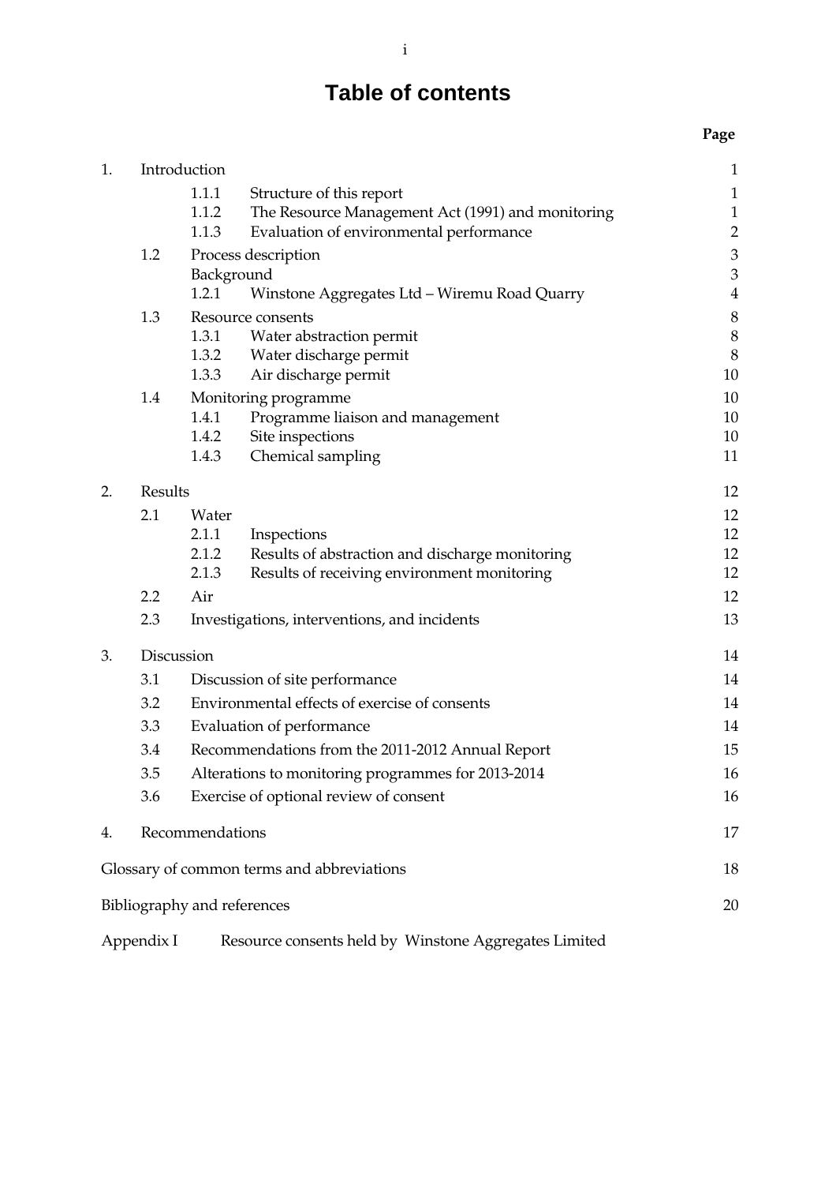# Table of contents

| | | | Page |
|---|---|---|---|
| 1. | Introduction | | 1 |
| | 1.1.1 | Structure of this report | 1 |
| | 1.1.2 | The Resource Management Act (1991) and monitoring | 1 |
| | 1.1.3 | Evaluation of environmental performance | 2 |
| | 1.2 | Process description | 3 |
| | | Background | 3 |
| | 1.2.1 | Winstone Aggregates Ltd – Wiremu Road Quarry | 4 |
| | 1.3 | Resource consents | 8 |
| | 1.3.1 | Water abstraction permit | 8 |
| | 1.3.2 | Water discharge permit | 8 |
| | 1.3.3 | Air discharge permit | 10 |
| | 1.4 | Monitoring programme | 10 |
| | 1.4.1 | Programme liaison and management | 10 |
| | 1.4.2 | Site inspections | 10 |
| | 1.4.3 | Chemical sampling | 11 |
| 2. | Results | | 12 |
| | 2.1 | Water | 12 |
| | 2.1.1 | Inspections | 12 |
| | 2.1.2 | Results of abstraction and discharge monitoring | 12 |
| | 2.1.3 | Results of receiving environment monitoring | 12 |
| | 2.2 | Air | 12 |
| | 2.3 | Investigations, interventions, and incidents | 13 |
| 3. | Discussion | | 14 |
| | 3.1 | Discussion of site performance | 14 |
| | 3.2 | Environmental effects of exercise of consents | 14 |
| | 3.3 | Evaluation of performance | 14 |
| | 3.4 | Recommendations from the 2011-2012 Annual Report | 15 |
| | 3.5 | Alterations to monitoring programmes for 2013-2014 | 16 |
| | 3.6 | Exercise of optional review of consent | 16 |
| 4. | Recommendations | | 17 |
| Glossary of common terms and abbreviations | | | 18 |
| Bibliography and references | | | 20 |
| Appendix I | Resource consents held by Winstone Aggregates Limited | | |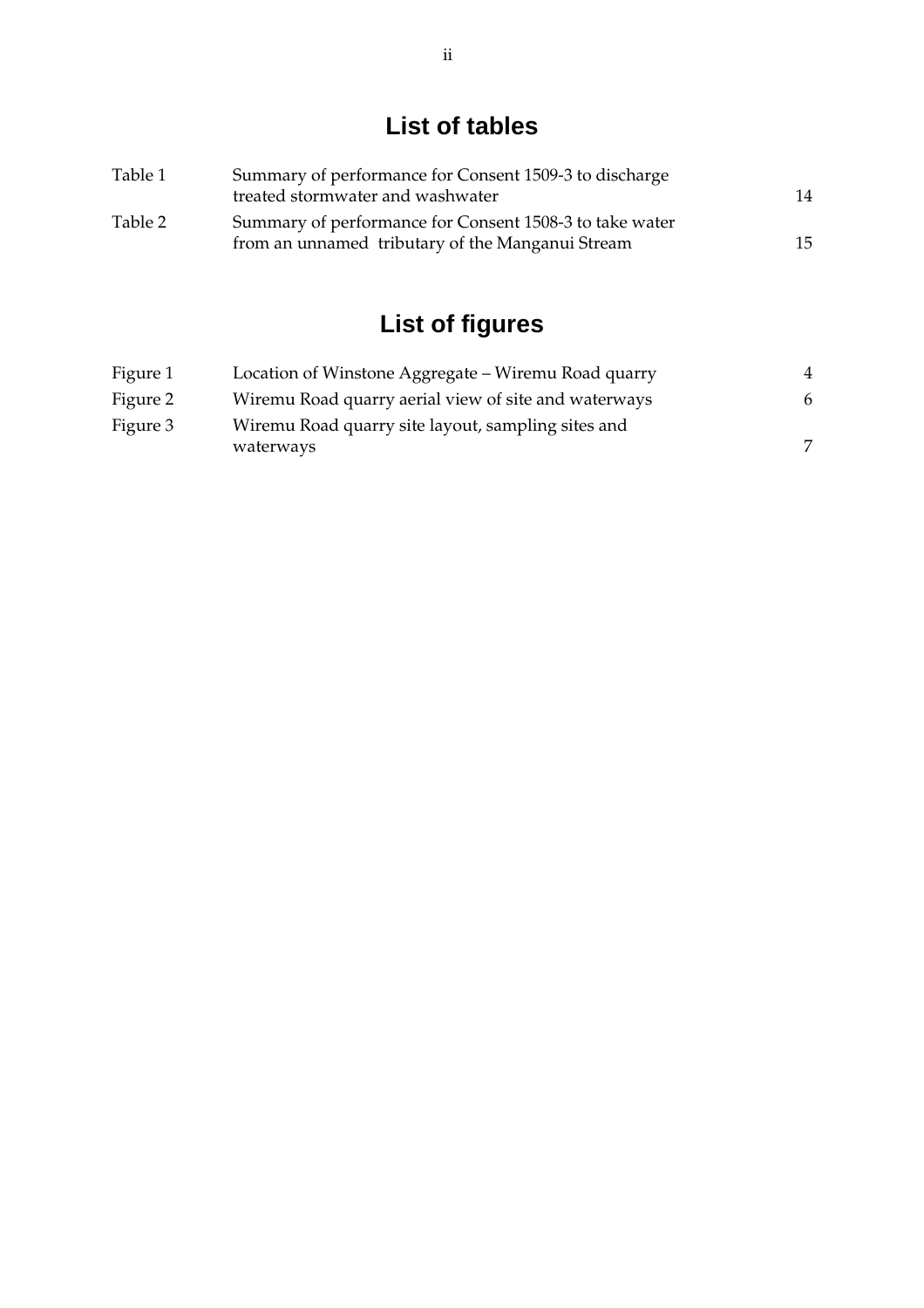# List of tables

| | | |
|---|---|---|
| Table 1 | Summary of performance for Consent 1509-3 to discharge treated stormwater and washwater | 14 |
| Table 2 | Summary of performance for Consent 1508-3 to take water from an unnamed tributary of the Manganui Stream | 15 |

# List of figures

| | | |
|---|---|---|
| Figure 1 | Location of Winstone Aggregate – Wiremu Road quarry | 4 |
| Figure 2 | Wiremu Road quarry aerial view of site and waterways | 6 |
| Figure 3 | Wiremu Road quarry site layout, sampling sites and waterways | 7 |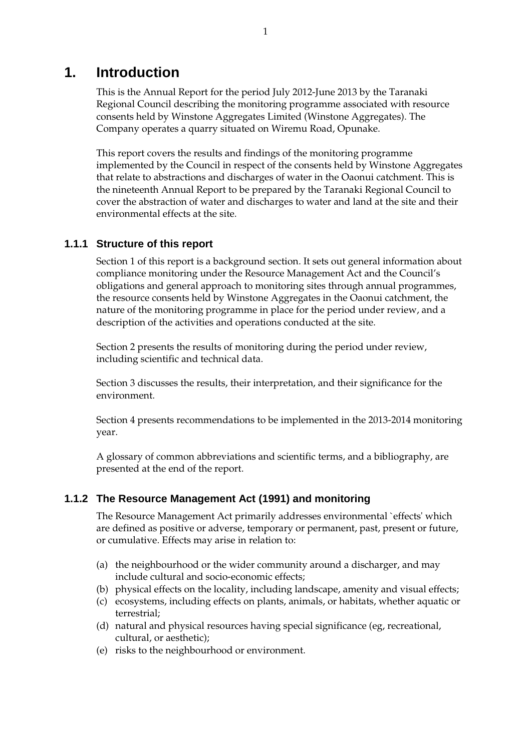# 1. Introduction

This is the Annual Report for the period July 2012-June 2013 by the Taranaki Regional Council describing the monitoring programme associated with resource consents held by Winstone Aggregates Limited (Winstone Aggregates). The Company operates a quarry situated on Wiremu Road, Opunake.

This report covers the results and findings of the monitoring programme implemented by the Council in respect of the consents held by Winstone Aggregates that relate to abstractions and discharges of water in the Oaonui catchment. This is the nineteenth Annual Report to be prepared by the Taranaki Regional Council to cover the abstraction of water and discharges to water and land at the site and their environmental effects at the site.

### 1.1.1 Structure of this report

Section 1 of this report is a background section. It sets out general information about compliance monitoring under the Resource Management Act and the Council's obligations and general approach to monitoring sites through annual programmes, the resource consents held by Winstone Aggregates in the Oaonui catchment, the nature of the monitoring programme in place for the period under review, and a description of the activities and operations conducted at the site.

Section 2 presents the results of monitoring during the period under review, including scientific and technical data.

Section 3 discusses the results, their interpretation, and their significance for the environment.

Section 4 presents recommendations to be implemented in the 2013-2014 monitoring year.

A glossary of common abbreviations and scientific terms, and a bibliography, are presented at the end of the report.

### 1.1.2 The Resource Management Act (1991) and monitoring

The Resource Management Act primarily addresses environmental `effects' which are defined as positive or adverse, temporary or permanent, past, present or future, or cumulative. Effects may arise in relation to:

(a) the neighbourhood or the wider community around a discharger, and may include cultural and socio-economic effects;
(b) physical effects on the locality, including landscape, amenity and visual effects;
(c) ecosystems, including effects on plants, animals, or habitats, whether aquatic or terrestrial;
(d) natural and physical resources having special significance (eg, recreational, cultural, or aesthetic);
(e) risks to the neighbourhood or environment.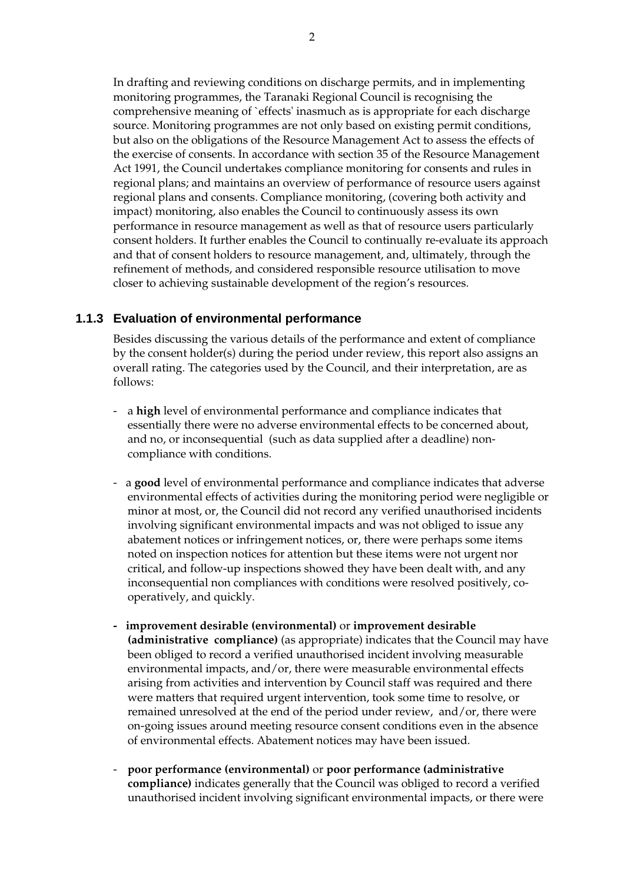In drafting and reviewing conditions on discharge permits, and in implementing monitoring programmes, the Taranaki Regional Council is recognising the comprehensive meaning of `effects' inasmuch as is appropriate for each discharge source. Monitoring programmes are not only based on existing permit conditions, but also on the obligations of the Resource Management Act to assess the effects of the exercise of consents. In accordance with section 35 of the Resource Management Act 1991, the Council undertakes compliance monitoring for consents and rules in regional plans; and maintains an overview of performance of resource users against regional plans and consents. Compliance monitoring, (covering both activity and impact) monitoring, also enables the Council to continuously assess its own performance in resource management as well as that of resource users particularly consent holders. It further enables the Council to continually re-evaluate its approach and that of consent holders to resource management, and, ultimately, through the refinement of methods, and considered responsible resource utilisation to move closer to achieving sustainable development of the region's resources.

### 1.1.3 Evaluation of environmental performance

Besides discussing the various details of the performance and extent of compliance by the consent holder(s) during the period under review, this report also assigns an overall rating. The categories used by the Council, and their interpretation, are as follows:

- a **high** level of environmental performance and compliance indicates that essentially there were no adverse environmental effects to be concerned about, and no, or inconsequential (such as data supplied after a deadline) non-compliance with conditions.

- a **good** level of environmental performance and compliance indicates that adverse environmental effects of activities during the monitoring period were negligible or minor at most, or, the Council did not record any verified unauthorised incidents involving significant environmental impacts and was not obliged to issue any abatement notices or infringement notices, or, there were perhaps some items noted on inspection notices for attention but these items were not urgent nor critical, and follow-up inspections showed they have been dealt with, and any inconsequential non compliances with conditions were resolved positively, co-operatively, and quickly.

- **improvement desirable (environmental)** or **improvement desirable (administrative compliance)** (as appropriate) indicates that the Council may have been obliged to record a verified unauthorised incident involving measurable environmental impacts, and/or, there were measurable environmental effects arising from activities and intervention by Council staff was required and there were matters that required urgent intervention, took some time to resolve, or remained unresolved at the end of the period under review, and/or, there were on-going issues around meeting resource consent conditions even in the absence of environmental effects. Abatement notices may have been issued.

- **poor performance (environmental)** or **poor performance (administrative compliance)** indicates generally that the Council was obliged to record a verified unauthorised incident involving significant environmental impacts, or there were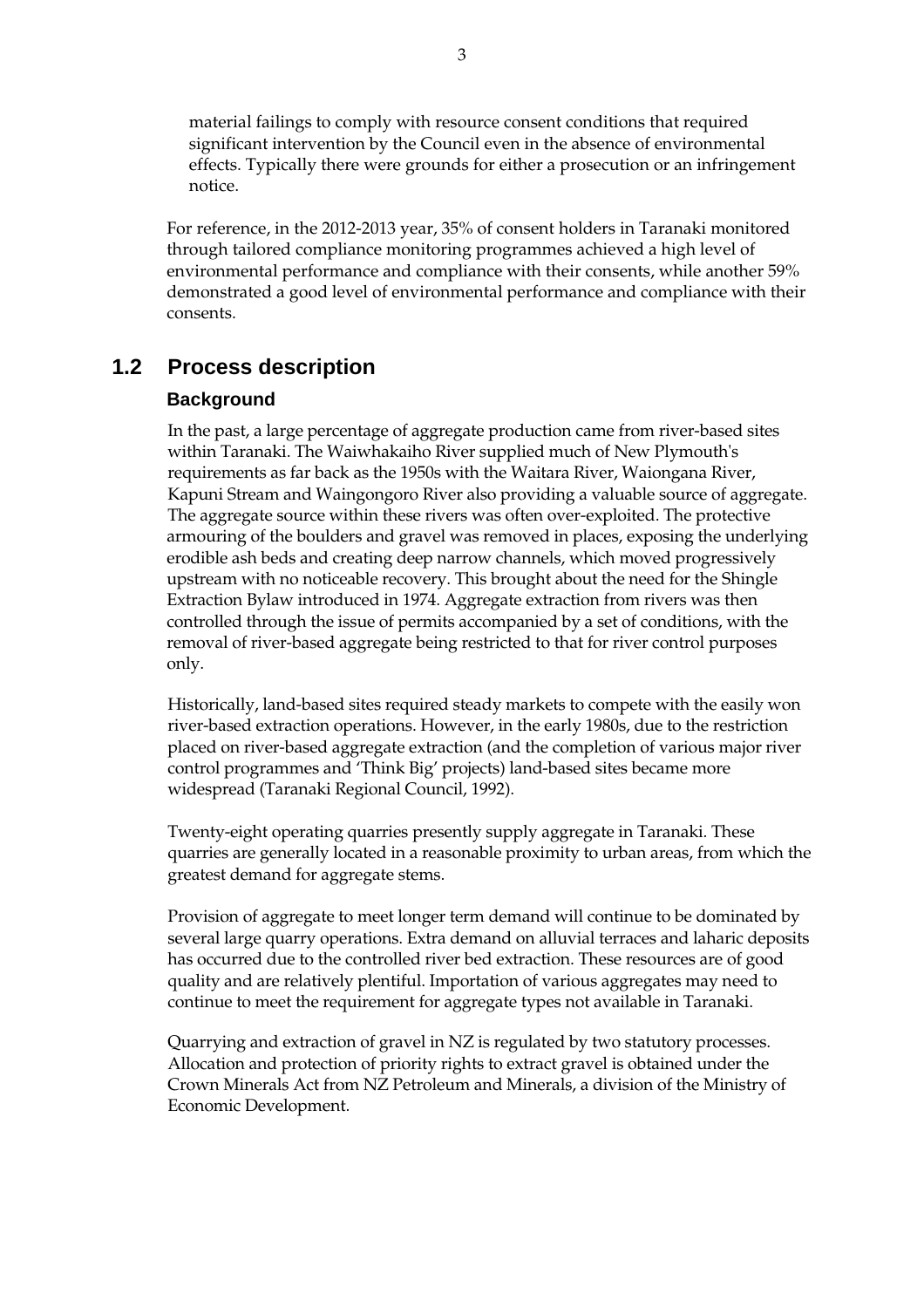material failings to comply with resource consent conditions that required significant intervention by the Council even in the absence of environmental effects. Typically there were grounds for either a prosecution or an infringement notice.

For reference, in the 2012-2013 year, 35% of consent holders in Taranaki monitored through tailored compliance monitoring programmes achieved a high level of environmental performance and compliance with their consents, while another 59% demonstrated a good level of environmental performance and compliance with their consents.

## 1.2 Process description

### Background

In the past, a large percentage of aggregate production came from river-based sites within Taranaki. The Waiwhakaiho River supplied much of New Plymouth's requirements as far back as the 1950s with the Waitara River, Waiongana River, Kapuni Stream and Waingongoro River also providing a valuable source of aggregate. The aggregate source within these rivers was often over-exploited. The protective armouring of the boulders and gravel was removed in places, exposing the underlying erodible ash beds and creating deep narrow channels, which moved progressively upstream with no noticeable recovery. This brought about the need for the Shingle Extraction Bylaw introduced in 1974. Aggregate extraction from rivers was then controlled through the issue of permits accompanied by a set of conditions, with the removal of river-based aggregate being restricted to that for river control purposes only.

Historically, land-based sites required steady markets to compete with the easily won river-based extraction operations. However, in the early 1980s, due to the restriction placed on river-based aggregate extraction (and the completion of various major river control programmes and 'Think Big' projects) land-based sites became more widespread (Taranaki Regional Council, 1992).

Twenty-eight operating quarries presently supply aggregate in Taranaki. These quarries are generally located in a reasonable proximity to urban areas, from which the greatest demand for aggregate stems.

Provision of aggregate to meet longer term demand will continue to be dominated by several large quarry operations. Extra demand on alluvial terraces and laharic deposits has occurred due to the controlled river bed extraction. These resources are of good quality and are relatively plentiful. Importation of various aggregates may need to continue to meet the requirement for aggregate types not available in Taranaki.

Quarrying and extraction of gravel in NZ is regulated by two statutory processes. Allocation and protection of priority rights to extract gravel is obtained under the Crown Minerals Act from NZ Petroleum and Minerals, a division of the Ministry of Economic Development.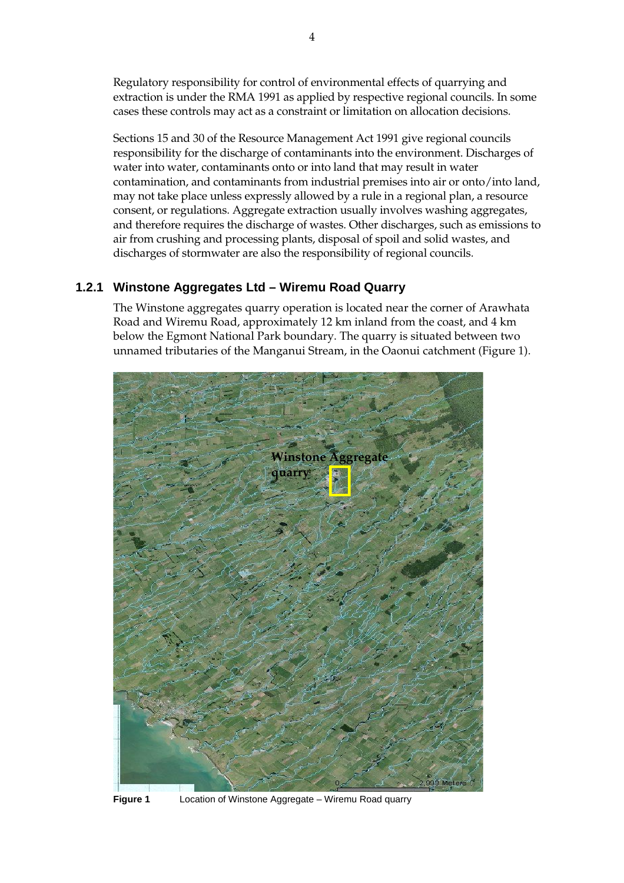Regulatory responsibility for control of environmental effects of quarrying and extraction is under the RMA 1991 as applied by respective regional councils. In some cases these controls may act as a constraint or limitation on allocation decisions.

Sections 15 and 30 of the Resource Management Act 1991 give regional councils responsibility for the discharge of contaminants into the environment. Discharges of water into water, contaminants onto or into land that may result in water contamination, and contaminants from industrial premises into air or onto/into land, may not take place unless expressly allowed by a rule in a regional plan, a resource consent, or regulations. Aggregate extraction usually involves washing aggregates, and therefore requires the discharge of wastes. Other discharges, such as emissions to air from crushing and processing plants, disposal of spoil and solid wastes, and discharges of stormwater are also the responsibility of regional councils.

### 1.2.1 Winstone Aggregates Ltd – Wiremu Road Quarry

The Winstone aggregates quarry operation is located near the corner of Arawhata Road and Wiremu Road, approximately 12 km inland from the coast, and 4 km below the Egmont National Park boundary. The quarry is situated between two unnamed tributaries of the Manganui Stream, in the Oaonui catchment (Figure 1).

**Figure 1** Location of Winstone Aggregate – Wiremu Road quarry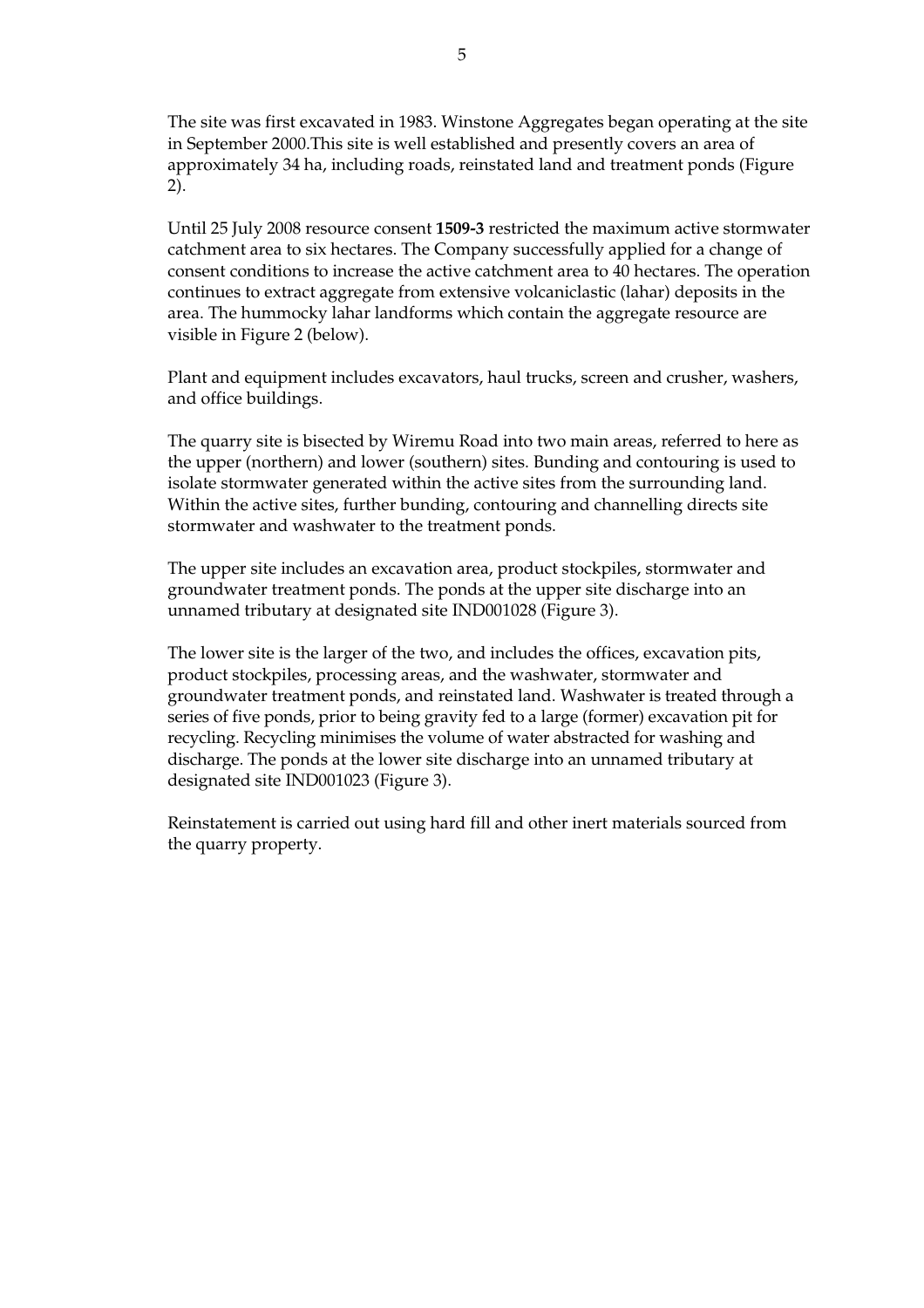The site was first excavated in 1983. Winstone Aggregates began operating at the site in September 2000.This site is well established and presently covers an area of approximately 34 ha, including roads, reinstated land and treatment ponds (Figure 2).

Until 25 July 2008 resource consent **1509-3** restricted the maximum active stormwater catchment area to six hectares. The Company successfully applied for a change of consent conditions to increase the active catchment area to 40 hectares. The operation continues to extract aggregate from extensive volcaniclastic (lahar) deposits in the area. The hummocky lahar landforms which contain the aggregate resource are visible in Figure 2 (below).

Plant and equipment includes excavators, haul trucks, screen and crusher, washers, and office buildings.

The quarry site is bisected by Wiremu Road into two main areas, referred to here as the upper (northern) and lower (southern) sites. Bunding and contouring is used to isolate stormwater generated within the active sites from the surrounding land. Within the active sites, further bunding, contouring and channelling directs site stormwater and washwater to the treatment ponds.

The upper site includes an excavation area, product stockpiles, stormwater and groundwater treatment ponds. The ponds at the upper site discharge into an unnamed tributary at designated site IND001028 (Figure 3).

The lower site is the larger of the two, and includes the offices, excavation pits, product stockpiles, processing areas, and the washwater, stormwater and groundwater treatment ponds, and reinstated land. Washwater is treated through a series of five ponds, prior to being gravity fed to a large (former) excavation pit for recycling. Recycling minimises the volume of water abstracted for washing and discharge. The ponds at the lower site discharge into an unnamed tributary at designated site IND001023 (Figure 3).

Reinstatement is carried out using hard fill and other inert materials sourced from the quarry property.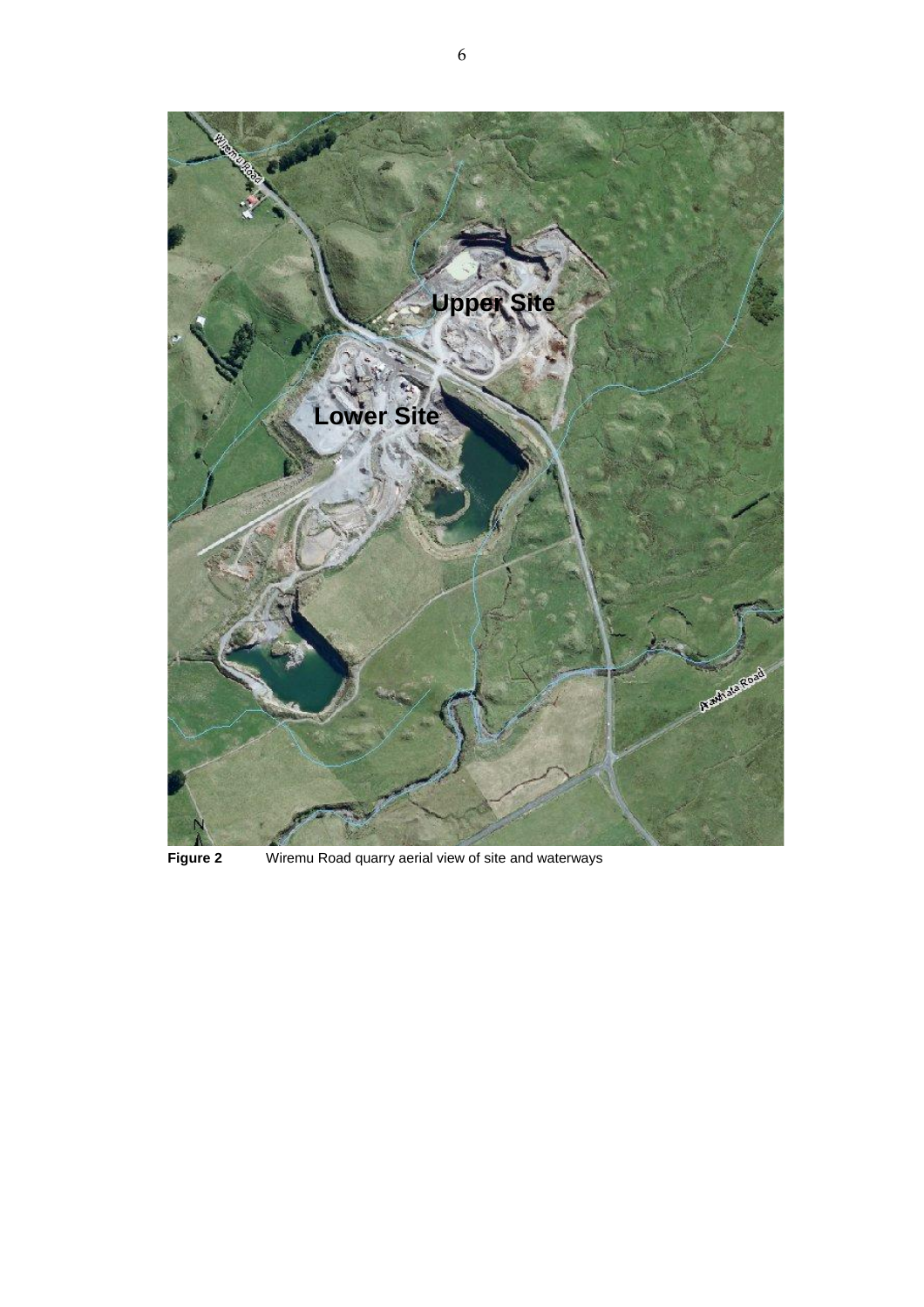**Figure 2** Wiremu Road quarry aerial view of site and waterways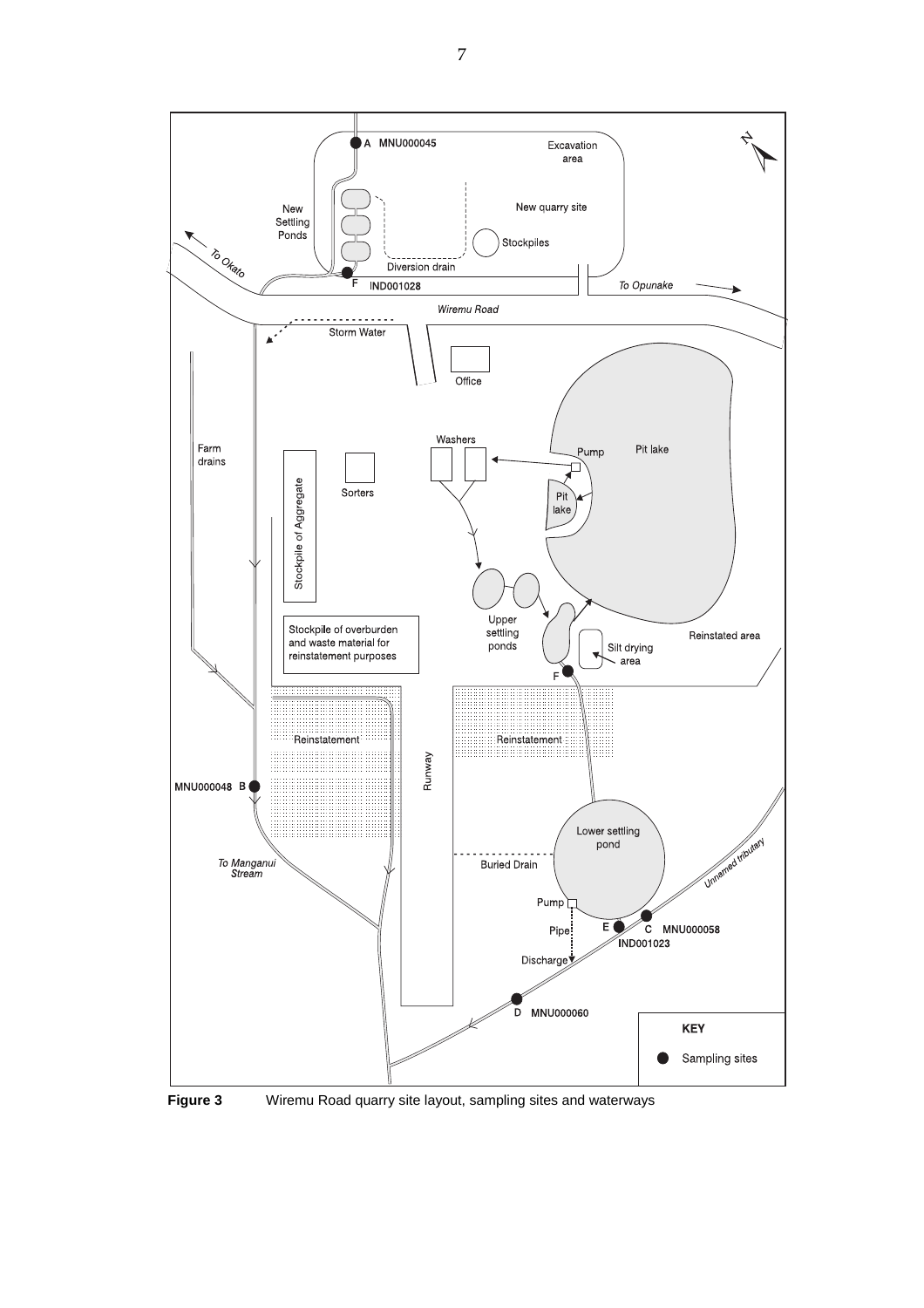A MNU000045

Excavation area

New quarry site

New Settling Ponds

Stockpiles

To Okato

Diversion drain

F IND001028

To Opunake

Wiremu Road

Storm Water

Office

Farm drains

Washers

Pump

Pit lake

Sorters

Stockpile of Aggregate

Pit lake

Upper settling ponds

Stockpile of overburden and waste material for reinstatement purposes

Reinstated area

Silt drying area

F

Reinstatement

Reinstatement

Runway

MNU000048 B

To Manganui Stream

Lower settling pond

Unnamed tributary

Buried Drain

Pump

Pipe

E

C MNU000058

IND001023

Discharge

D MNU000060

KEY

Sampling sites

**Figure 3** Wiremu Road quarry site layout, sampling sites and waterways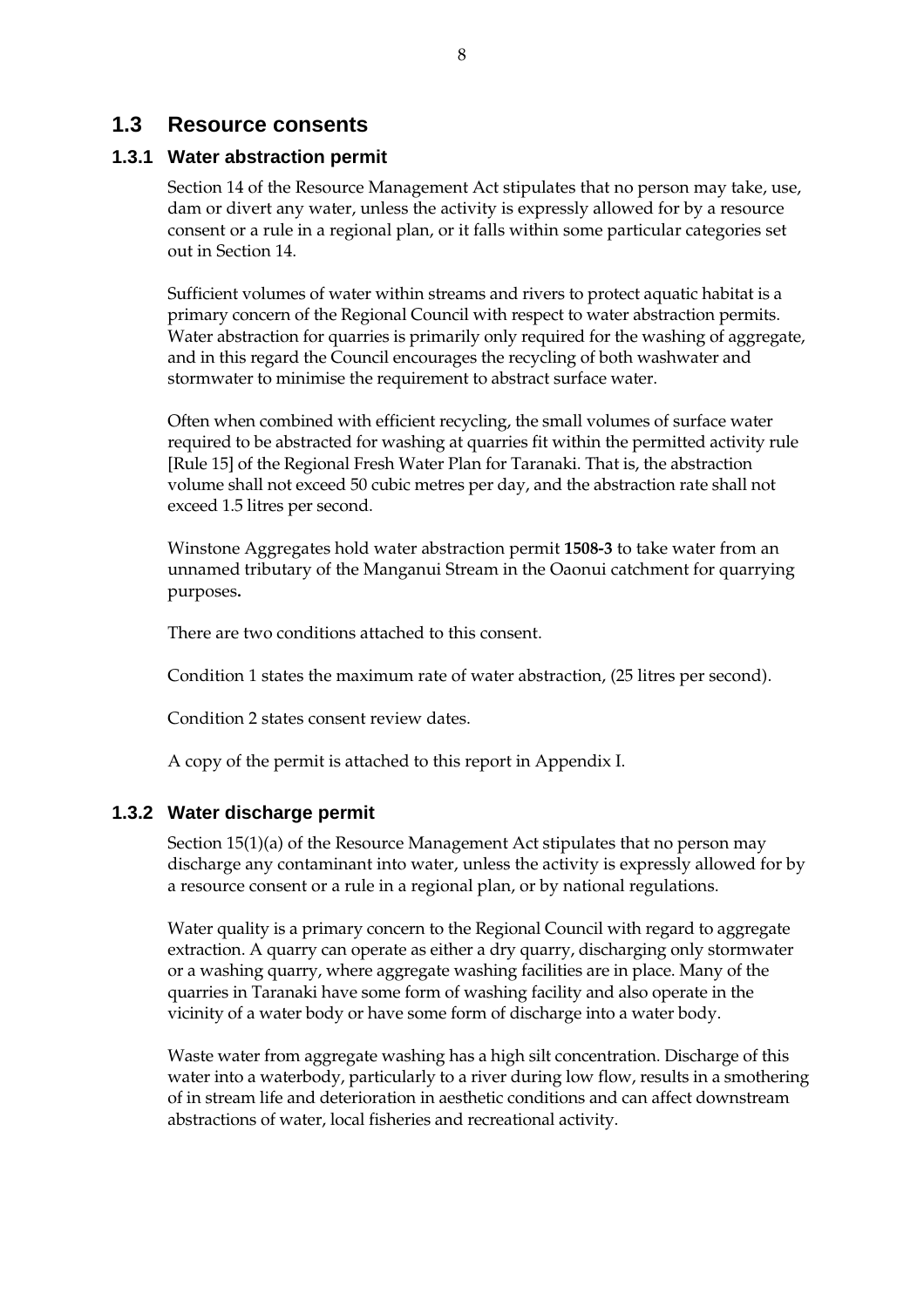## 1.3 Resource consents

### 1.3.1 Water abstraction permit

Section 14 of the Resource Management Act stipulates that no person may take, use, dam or divert any water, unless the activity is expressly allowed for by a resource consent or a rule in a regional plan, or it falls within some particular categories set out in Section 14.

Sufficient volumes of water within streams and rivers to protect aquatic habitat is a primary concern of the Regional Council with respect to water abstraction permits. Water abstraction for quarries is primarily only required for the washing of aggregate, and in this regard the Council encourages the recycling of both washwater and stormwater to minimise the requirement to abstract surface water.

Often when combined with efficient recycling, the small volumes of surface water required to be abstracted for washing at quarries fit within the permitted activity rule [Rule 15] of the Regional Fresh Water Plan for Taranaki. That is, the abstraction volume shall not exceed 50 cubic metres per day, and the abstraction rate shall not exceed 1.5 litres per second.

Winstone Aggregates hold water abstraction permit **1508-3** to take water from an unnamed tributary of the Manganui Stream in the Oaonui catchment for quarrying purposes**.**

There are two conditions attached to this consent.

Condition 1 states the maximum rate of water abstraction, (25 litres per second).

Condition 2 states consent review dates.

A copy of the permit is attached to this report in Appendix I.

### 1.3.2 Water discharge permit

Section 15(1)(a) of the Resource Management Act stipulates that no person may discharge any contaminant into water, unless the activity is expressly allowed for by a resource consent or a rule in a regional plan, or by national regulations.

Water quality is a primary concern to the Regional Council with regard to aggregate extraction. A quarry can operate as either a dry quarry, discharging only stormwater or a washing quarry, where aggregate washing facilities are in place. Many of the quarries in Taranaki have some form of washing facility and also operate in the vicinity of a water body or have some form of discharge into a water body.

Waste water from aggregate washing has a high silt concentration. Discharge of this water into a waterbody, particularly to a river during low flow, results in a smothering of in stream life and deterioration in aesthetic conditions and can affect downstream abstractions of water, local fisheries and recreational activity.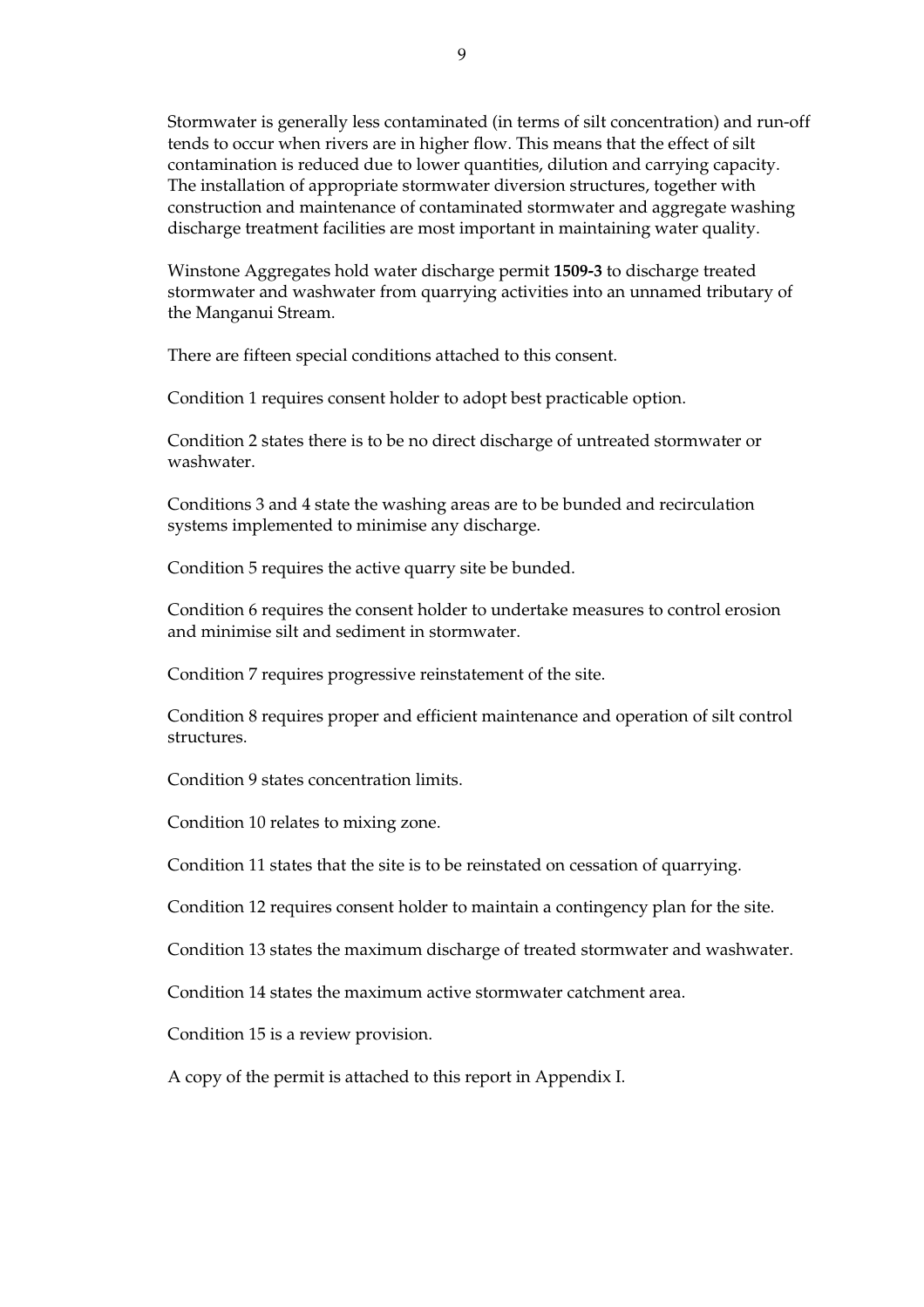Stormwater is generally less contaminated (in terms of silt concentration) and run-off tends to occur when rivers are in higher flow. This means that the effect of silt contamination is reduced due to lower quantities, dilution and carrying capacity. The installation of appropriate stormwater diversion structures, together with construction and maintenance of contaminated stormwater and aggregate washing discharge treatment facilities are most important in maintaining water quality.

Winstone Aggregates hold water discharge permit **1509-3** to discharge treated stormwater and washwater from quarrying activities into an unnamed tributary of the Manganui Stream.

There are fifteen special conditions attached to this consent.

Condition 1 requires consent holder to adopt best practicable option.

Condition 2 states there is to be no direct discharge of untreated stormwater or washwater.

Conditions 3 and 4 state the washing areas are to be bunded and recirculation systems implemented to minimise any discharge.

Condition 5 requires the active quarry site be bunded.

Condition 6 requires the consent holder to undertake measures to control erosion and minimise silt and sediment in stormwater.

Condition 7 requires progressive reinstatement of the site.

Condition 8 requires proper and efficient maintenance and operation of silt control structures.

Condition 9 states concentration limits.

Condition 10 relates to mixing zone.

Condition 11 states that the site is to be reinstated on cessation of quarrying.

Condition 12 requires consent holder to maintain a contingency plan for the site.

Condition 13 states the maximum discharge of treated stormwater and washwater.

Condition 14 states the maximum active stormwater catchment area.

Condition 15 is a review provision.

A copy of the permit is attached to this report in Appendix I.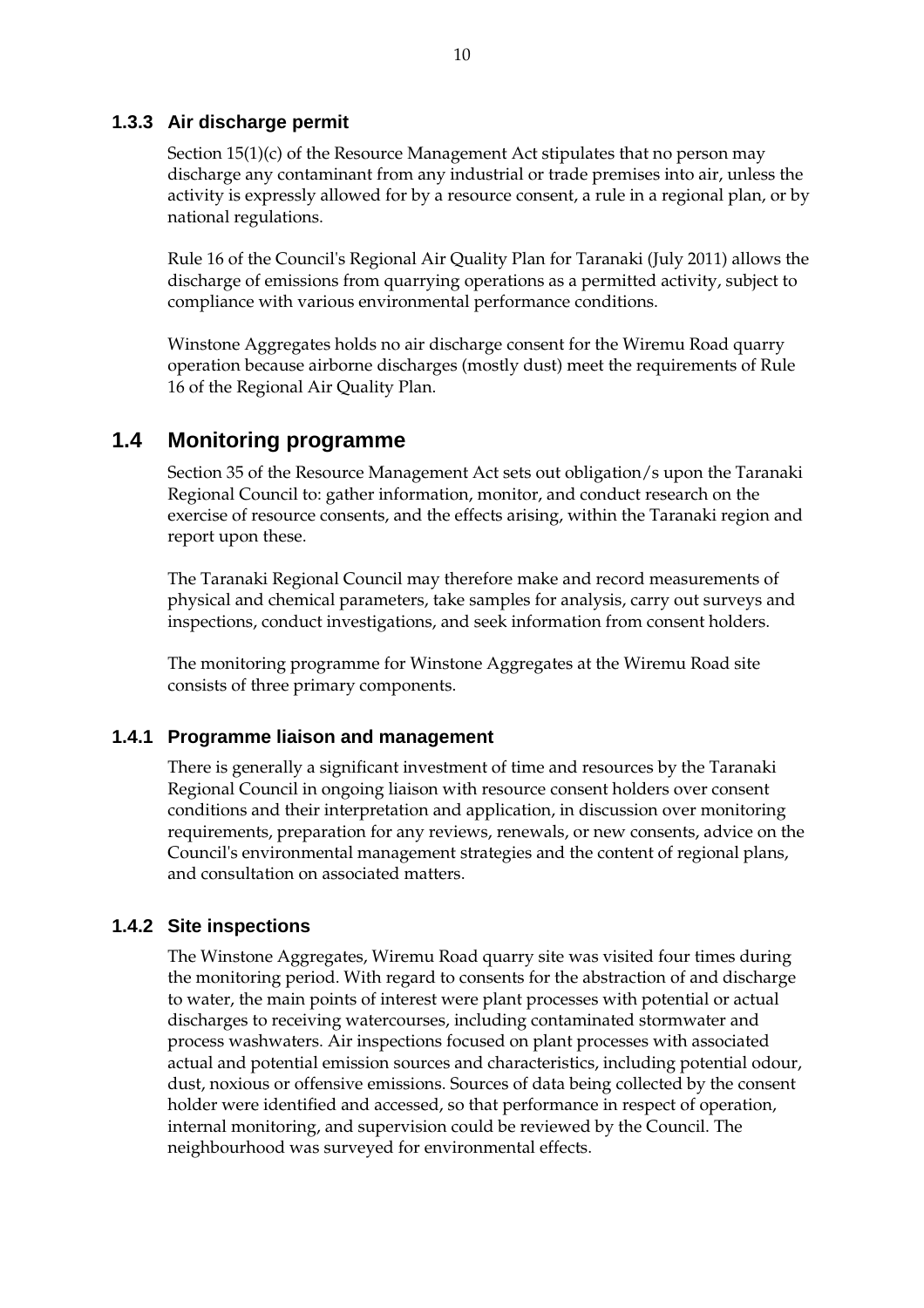### 1.3.3 Air discharge permit

Section 15(1)(c) of the Resource Management Act stipulates that no person may discharge any contaminant from any industrial or trade premises into air, unless the activity is expressly allowed for by a resource consent, a rule in a regional plan, or by national regulations.

Rule 16 of the Council's Regional Air Quality Plan for Taranaki (July 2011) allows the discharge of emissions from quarrying operations as a permitted activity, subject to compliance with various environmental performance conditions.

Winstone Aggregates holds no air discharge consent for the Wiremu Road quarry operation because airborne discharges (mostly dust) meet the requirements of Rule 16 of the Regional Air Quality Plan.

## 1.4 Monitoring programme

Section 35 of the Resource Management Act sets out obligation/s upon the Taranaki Regional Council to: gather information, monitor, and conduct research on the exercise of resource consents, and the effects arising, within the Taranaki region and report upon these.

The Taranaki Regional Council may therefore make and record measurements of physical and chemical parameters, take samples for analysis, carry out surveys and inspections, conduct investigations, and seek information from consent holders.

The monitoring programme for Winstone Aggregates at the Wiremu Road site consists of three primary components.

### 1.4.1 Programme liaison and management

There is generally a significant investment of time and resources by the Taranaki Regional Council in ongoing liaison with resource consent holders over consent conditions and their interpretation and application, in discussion over monitoring requirements, preparation for any reviews, renewals, or new consents, advice on the Council's environmental management strategies and the content of regional plans, and consultation on associated matters.

### 1.4.2 Site inspections

The Winstone Aggregates, Wiremu Road quarry site was visited four times during the monitoring period. With regard to consents for the abstraction of and discharge to water, the main points of interest were plant processes with potential or actual discharges to receiving watercourses, including contaminated stormwater and process washwaters. Air inspections focused on plant processes with associated actual and potential emission sources and characteristics, including potential odour, dust, noxious or offensive emissions. Sources of data being collected by the consent holder were identified and accessed, so that performance in respect of operation, internal monitoring, and supervision could be reviewed by the Council. The neighbourhood was surveyed for environmental effects.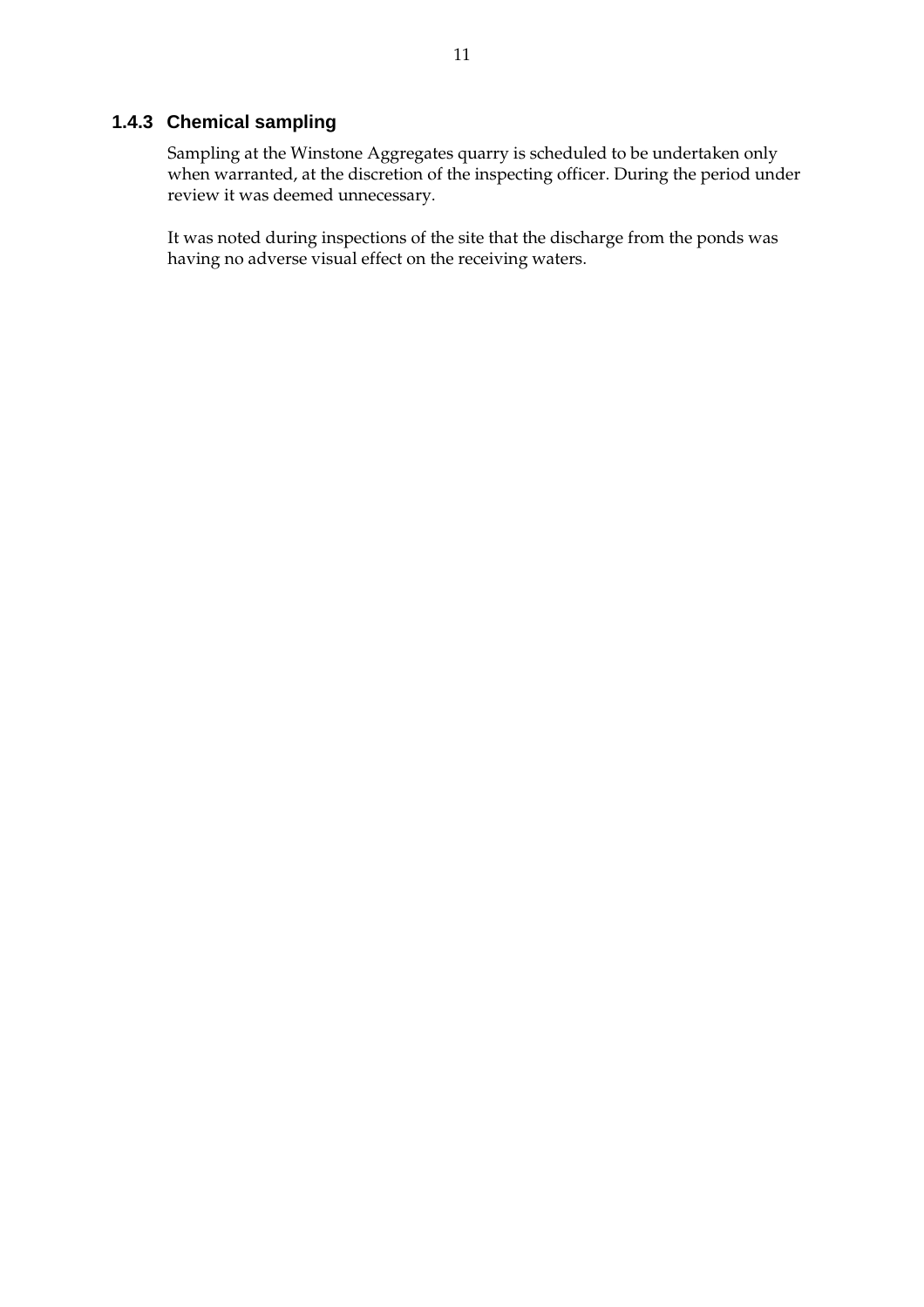### 1.4.3 Chemical sampling

Sampling at the Winstone Aggregates quarry is scheduled to be undertaken only when warranted, at the discretion of the inspecting officer. During the period under review it was deemed unnecessary.

It was noted during inspections of the site that the discharge from the ponds was having no adverse visual effect on the receiving waters.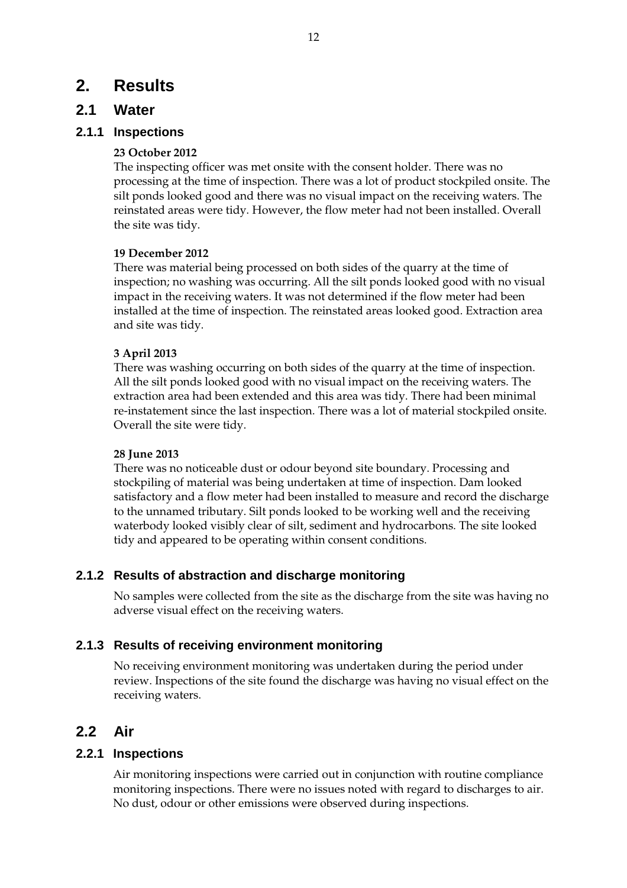# 2. Results

## 2.1 Water

### 2.1.1 Inspections

**23 October 2012**

The inspecting officer was met onsite with the consent holder. There was no processing at the time of inspection. There was a lot of product stockpiled onsite. The silt ponds looked good and there was no visual impact on the receiving waters. The reinstated areas were tidy. However, the flow meter had not been installed. Overall the site was tidy.

**19 December 2012**

There was material being processed on both sides of the quarry at the time of inspection; no washing was occurring. All the silt ponds looked good with no visual impact in the receiving waters. It was not determined if the flow meter had been installed at the time of inspection. The reinstated areas looked good. Extraction area and site was tidy.

**3 April 2013**

There was washing occurring on both sides of the quarry at the time of inspection. All the silt ponds looked good with no visual impact on the receiving waters. The extraction area had been extended and this area was tidy. There had been minimal re-instatement since the last inspection. There was a lot of material stockpiled onsite. Overall the site were tidy.

**28 June 2013**

There was no noticeable dust or odour beyond site boundary. Processing and stockpiling of material was being undertaken at time of inspection. Dam looked satisfactory and a flow meter had been installed to measure and record the discharge to the unnamed tributary. Silt ponds looked to be working well and the receiving waterbody looked visibly clear of silt, sediment and hydrocarbons. The site looked tidy and appeared to be operating within consent conditions.

### 2.1.2 Results of abstraction and discharge monitoring

No samples were collected from the site as the discharge from the site was having no adverse visual effect on the receiving waters.

### 2.1.3 Results of receiving environment monitoring

No receiving environment monitoring was undertaken during the period under review. Inspections of the site found the discharge was having no visual effect on the receiving waters.

## 2.2 Air

### 2.2.1 Inspections

Air monitoring inspections were carried out in conjunction with routine compliance monitoring inspections. There were no issues noted with regard to discharges to air. No dust, odour or other emissions were observed during inspections.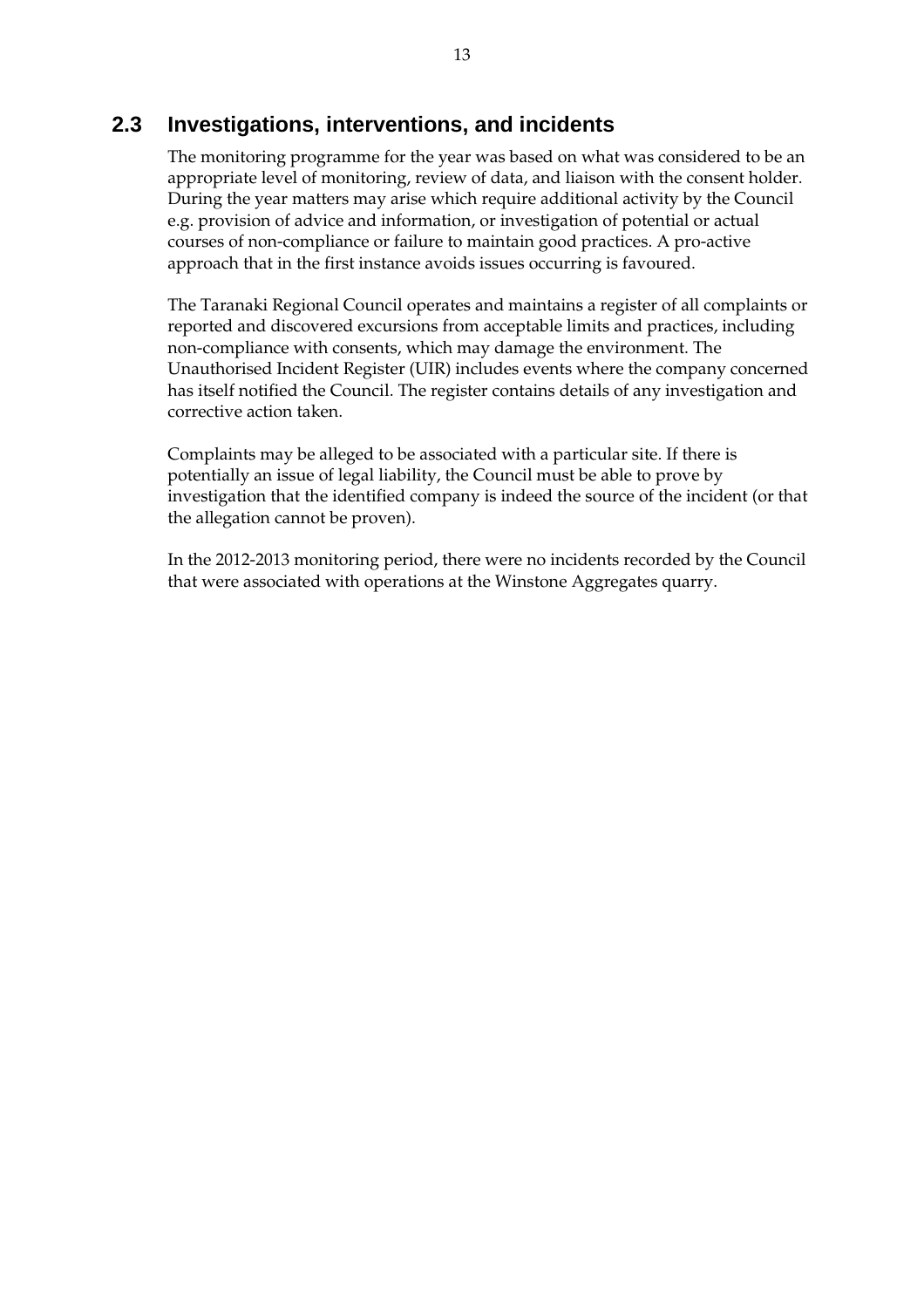## 2.3 Investigations, interventions, and incidents

The monitoring programme for the year was based on what was considered to be an appropriate level of monitoring, review of data, and liaison with the consent holder. During the year matters may arise which require additional activity by the Council e.g. provision of advice and information, or investigation of potential or actual courses of non-compliance or failure to maintain good practices. A pro-active approach that in the first instance avoids issues occurring is favoured.

The Taranaki Regional Council operates and maintains a register of all complaints or reported and discovered excursions from acceptable limits and practices, including non-compliance with consents, which may damage the environment. The Unauthorised Incident Register (UIR) includes events where the company concerned has itself notified the Council. The register contains details of any investigation and corrective action taken.

Complaints may be alleged to be associated with a particular site. If there is potentially an issue of legal liability, the Council must be able to prove by investigation that the identified company is indeed the source of the incident (or that the allegation cannot be proven).

In the 2012-2013 monitoring period, there were no incidents recorded by the Council that were associated with operations at the Winstone Aggregates quarry.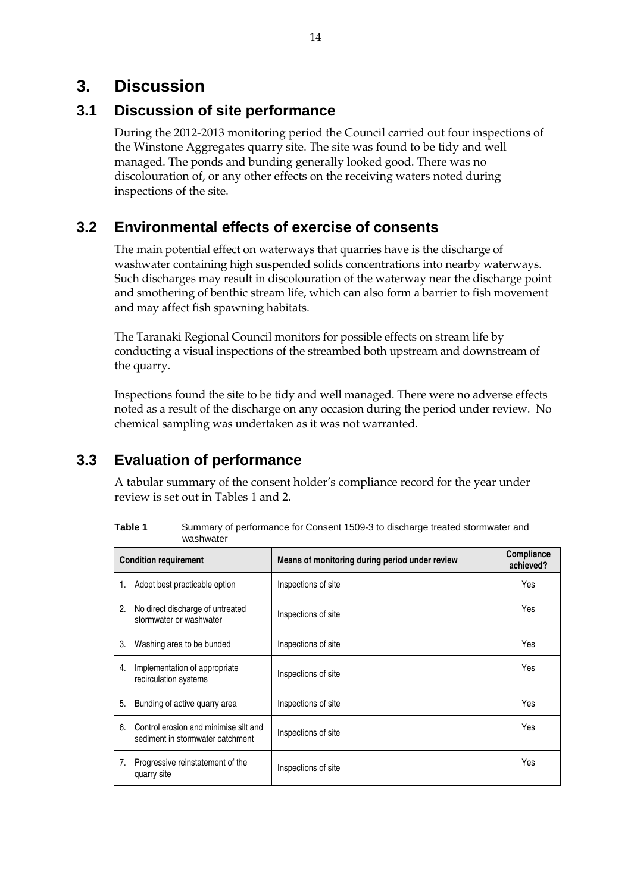# 3. Discussion

## 3.1 Discussion of site performance

During the 2012-2013 monitoring period the Council carried out four inspections of the Winstone Aggregates quarry site. The site was found to be tidy and well managed. The ponds and bunding generally looked good. There was no discolouration of, or any other effects on the receiving waters noted during inspections of the site.

## 3.2 Environmental effects of exercise of consents

The main potential effect on waterways that quarries have is the discharge of washwater containing high suspended solids concentrations into nearby waterways. Such discharges may result in discolouration of the waterway near the discharge point and smothering of benthic stream life, which can also form a barrier to fish movement and may affect fish spawning habitats.

The Taranaki Regional Council monitors for possible effects on stream life by conducting a visual inspections of the streambed both upstream and downstream of the quarry.

Inspections found the site to be tidy and well managed. There were no adverse effects noted as a result of the discharge on any occasion during the period under review. No chemical sampling was undertaken as it was not warranted.

## 3.3 Evaluation of performance

A tabular summary of the consent holder's compliance record for the year under review is set out in Tables 1 and 2.

**Table 1** Summary of performance for Consent 1509-3 to discharge treated stormwater and washwater

| Condition requirement | Means of monitoring during period under review | Compliance achieved? |
|---|---|---|
| 1. Adopt best practicable option | Inspections of site | Yes |
| 2. No direct discharge of untreated stormwater or washwater | Inspections of site | Yes |
| 3. Washing area to be bunded | Inspections of site | Yes |
| 4. Implementation of appropriate recirculation systems | Inspections of site | Yes |
| 5. Bunding of active quarry area | Inspections of site | Yes |
| 6. Control erosion and minimise silt and sediment in stormwater catchment | Inspections of site | Yes |
| 7. Progressive reinstatement of the quarry site | Inspections of site | Yes |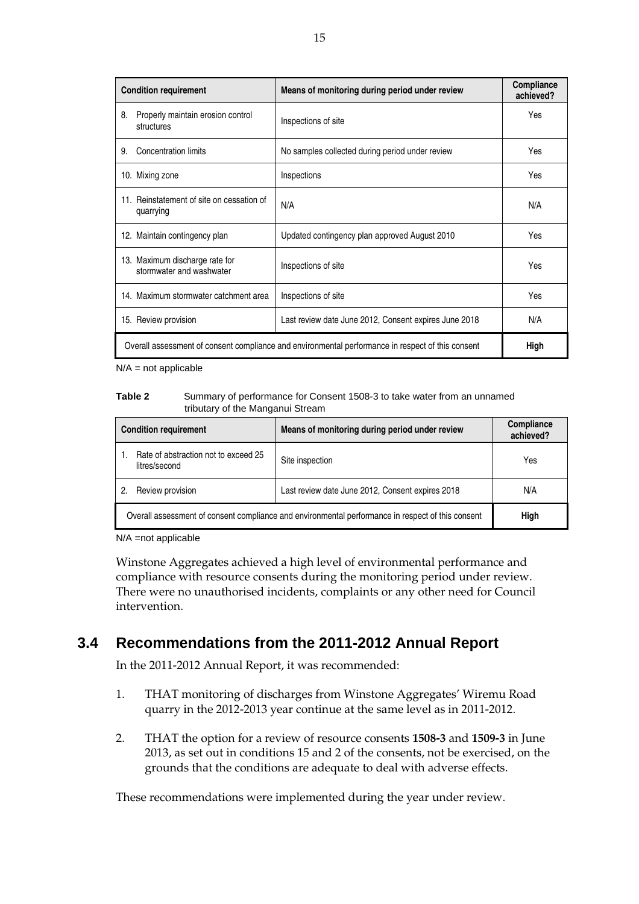| Condition requirement | Means of monitoring during period under review | Compliance achieved? |
|---|---|---|
| 8. Properly maintain erosion control structures | Inspections of site | Yes |
| 9. Concentration limits | No samples collected during period under review | Yes |
| 10. Mixing zone | Inspections | Yes |
| 11. Reinstatement of site on cessation of quarrying | N/A | N/A |
| 12. Maintain contingency plan | Updated contingency plan approved August 2010 | Yes |
| 13. Maximum discharge rate for stormwater and washwater | Inspections of site | Yes |
| 14. Maximum stormwater catchment area | Inspections of site | Yes |
| 15. Review provision | Last review date June 2012, Consent expires June 2018 | N/A |
| Overall assessment of consent compliance and environmental performance in respect of this consent | | **High** |

N/A = not applicable

**Table 2** Summary of performance for Consent 1508-3 to take water from an unnamed tributary of the Manganui Stream

| Condition requirement | Means of monitoring during period under review | Compliance achieved? |
|---|---|---|
| 1. Rate of abstraction not to exceed 25 litres/second | Site inspection | Yes |
| 2. Review provision | Last review date June 2012, Consent expires 2018 | N/A |
| Overall assessment of consent compliance and environmental performance in respect of this consent | | **High** |

N/A =not applicable

Winstone Aggregates achieved a high level of environmental performance and compliance with resource consents during the monitoring period under review. There were no unauthorised incidents, complaints or any other need for Council intervention.

## 3.4 Recommendations from the 2011-2012 Annual Report

In the 2011-2012 Annual Report, it was recommended:

1. THAT monitoring of discharges from Winstone Aggregates' Wiremu Road quarry in the 2012-2013 year continue at the same level as in 2011-2012.
2. THAT the option for a review of resource consents **1508-3** and **1509-3** in June 2013, as set out in conditions 15 and 2 of the consents, not be exercised, on the grounds that the conditions are adequate to deal with adverse effects.

These recommendations were implemented during the year under review.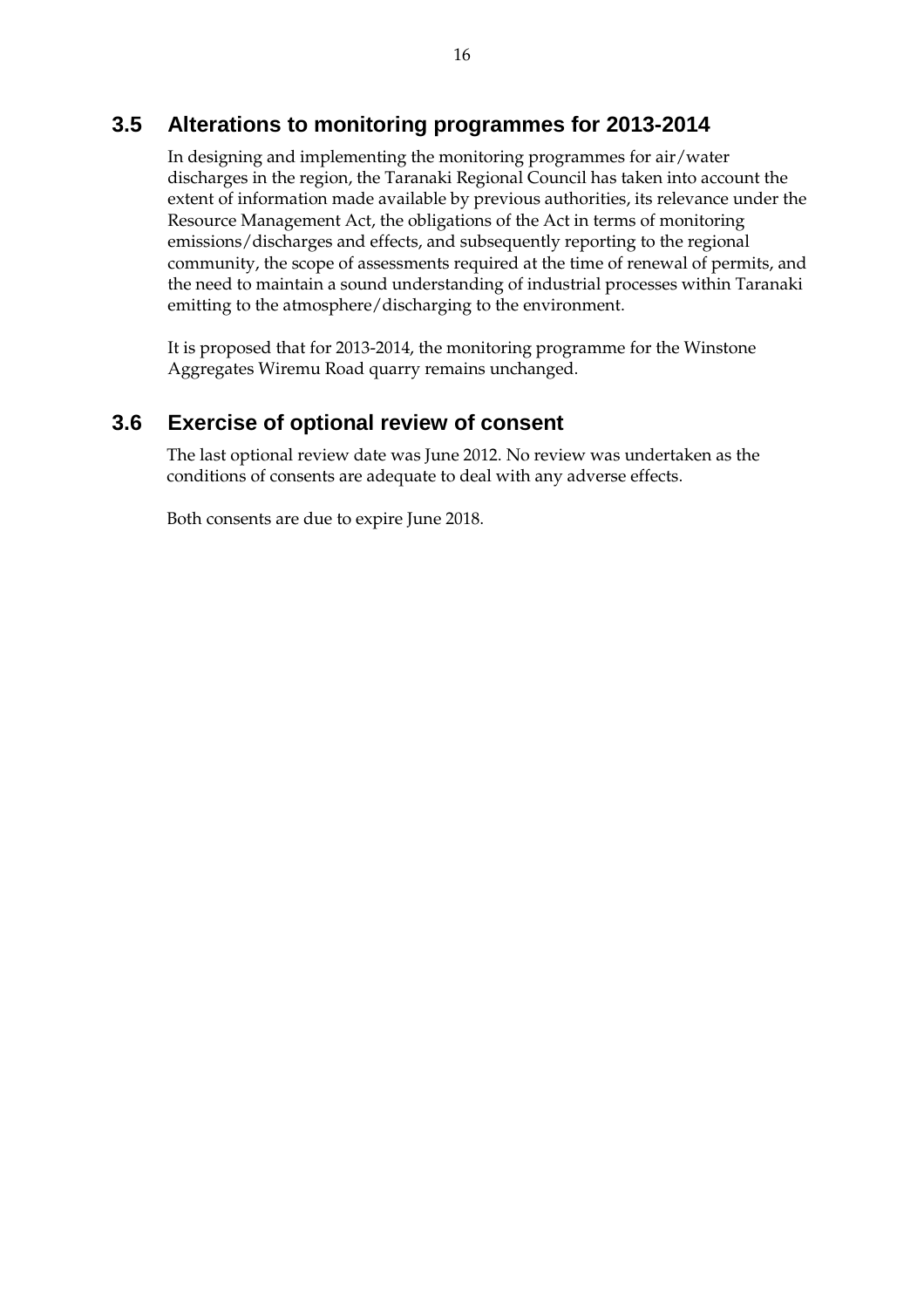## 3.5 Alterations to monitoring programmes for 2013-2014

In designing and implementing the monitoring programmes for air/water discharges in the region, the Taranaki Regional Council has taken into account the extent of information made available by previous authorities, its relevance under the Resource Management Act, the obligations of the Act in terms of monitoring emissions/discharges and effects, and subsequently reporting to the regional community, the scope of assessments required at the time of renewal of permits, and the need to maintain a sound understanding of industrial processes within Taranaki emitting to the atmosphere/discharging to the environment.

It is proposed that for 2013-2014, the monitoring programme for the Winstone Aggregates Wiremu Road quarry remains unchanged.

## 3.6 Exercise of optional review of consent

The last optional review date was June 2012. No review was undertaken as the conditions of consents are adequate to deal with any adverse effects.

Both consents are due to expire June 2018.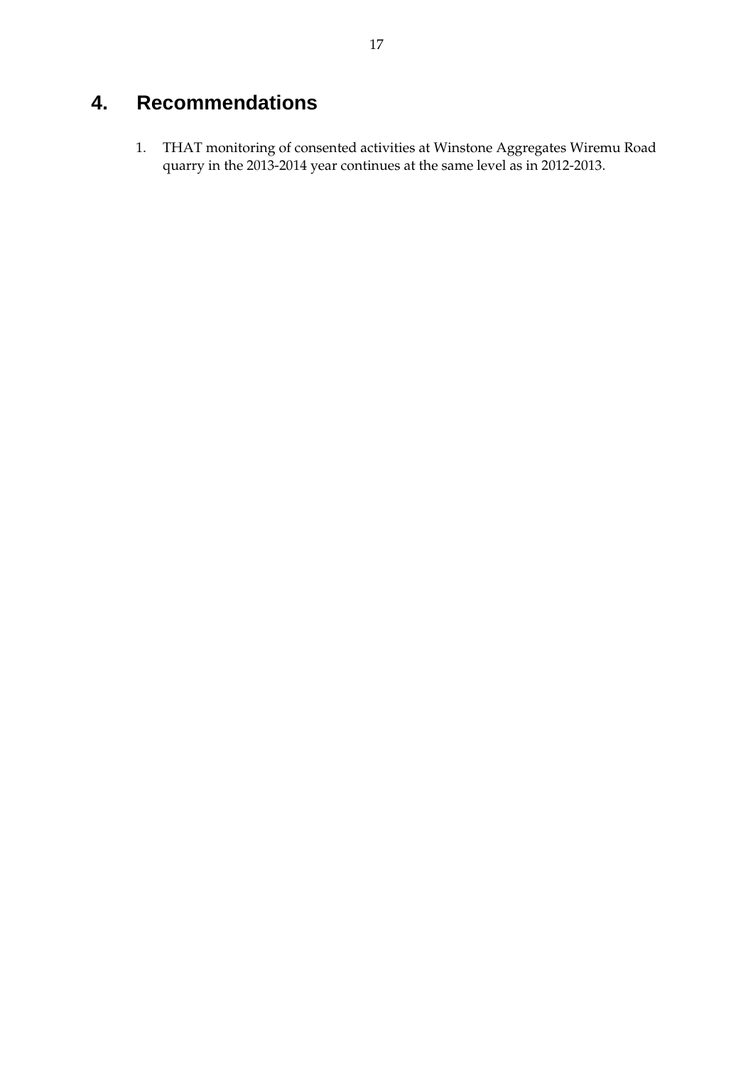# 4. Recommendations

1. THAT monitoring of consented activities at Winstone Aggregates Wiremu Road quarry in the 2013-2014 year continues at the same level as in 2012-2013.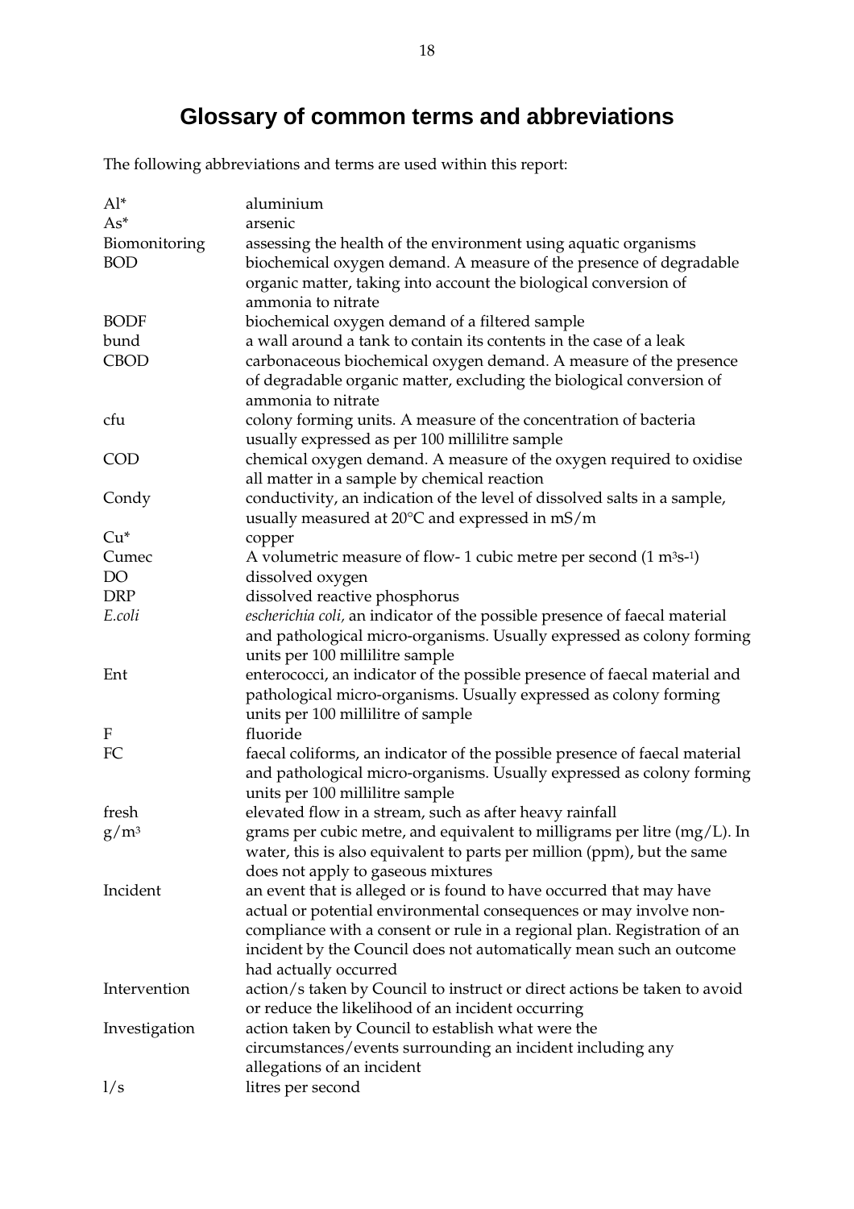# Glossary of common terms and abbreviations

The following abbreviations and terms are used within this report:

| | |
|---|---|
| Al* | aluminium |
| As* | arsenic |
| Biomonitoring | assessing the health of the environment using aquatic organisms |
| BOD | biochemical oxygen demand. A measure of the presence of degradable organic matter, taking into account the biological conversion of ammonia to nitrate |
| BODF | biochemical oxygen demand of a filtered sample |
| bund | a wall around a tank to contain its contents in the case of a leak |
| CBOD | carbonaceous biochemical oxygen demand. A measure of the presence of degradable organic matter, excluding the biological conversion of ammonia to nitrate |
| cfu | colony forming units. A measure of the concentration of bacteria usually expressed as per 100 millilitre sample |
| COD | chemical oxygen demand. A measure of the oxygen required to oxidise all matter in a sample by chemical reaction |
| Condy | conductivity, an indication of the level of dissolved salts in a sample, usually measured at 20°C and expressed in mS/m |
| Cu* | copper |
| Cumec | A volumetric measure of flow- 1 cubic metre per second ($1\ m^3s^{-1}$) |
| DO | dissolved oxygen |
| DRP | dissolved reactive phosphorus |
| *E.coli* | *escherichia coli*, an indicator of the possible presence of faecal material and pathological micro-organisms. Usually expressed as colony forming units per 100 millilitre sample |
| Ent | enterococci, an indicator of the possible presence of faecal material and pathological micro-organisms. Usually expressed as colony forming units per 100 millilitre of sample |
| F | fluoride |
| FC | faecal coliforms, an indicator of the possible presence of faecal material and pathological micro-organisms. Usually expressed as colony forming units per 100 millilitre sample |
| fresh | elevated flow in a stream, such as after heavy rainfall |
| $g/m^3$ | grams per cubic metre, and equivalent to milligrams per litre (mg/L). In water, this is also equivalent to parts per million (ppm), but the same does not apply to gaseous mixtures |
| Incident | an event that is alleged or is found to have occurred that may have actual or potential environmental consequences or may involve non-compliance with a consent or rule in a regional plan. Registration of an incident by the Council does not automatically mean such an outcome had actually occurred |
| Intervention | action/s taken by Council to instruct or direct actions be taken to avoid or reduce the likelihood of an incident occurring |
| Investigation | action taken by Council to establish what were the circumstances/events surrounding an incident including any allegations of an incident |
| l/s | litres per second |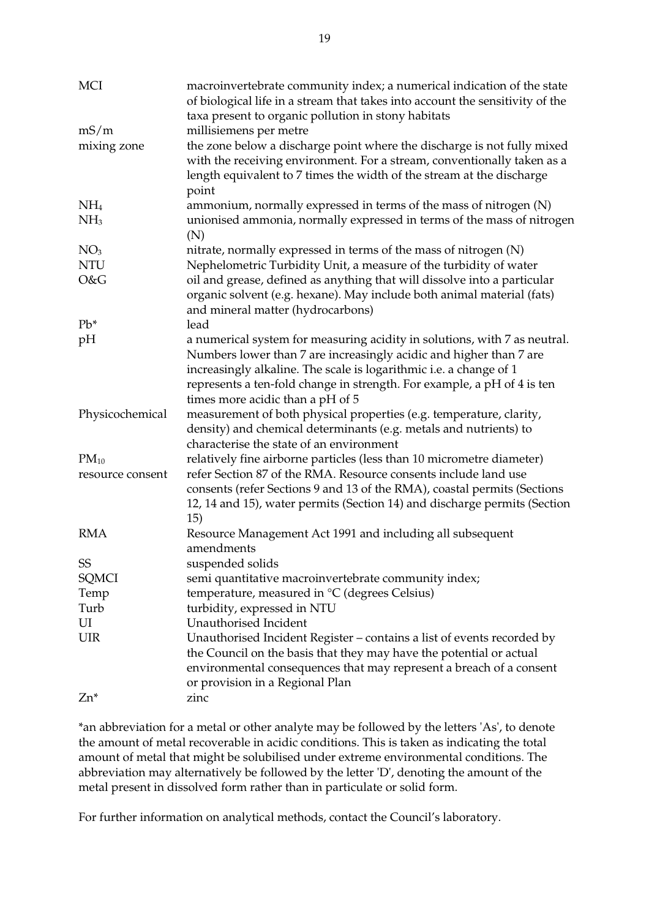| | |
|---|---|
| MCI | macroinvertebrate community index; a numerical indication of the state of biological life in a stream that takes into account the sensitivity of the taxa present to organic pollution in stony habitats |
| mS/m | millisiemens per metre |
| mixing zone | the zone below a discharge point where the discharge is not fully mixed with the receiving environment. For a stream, conventionally taken as a length equivalent to 7 times the width of the stream at the discharge point |
| $NH_4$ | ammonium, normally expressed in terms of the mass of nitrogen (N) |
| $NH_3$ | unionised ammonia, normally expressed in terms of the mass of nitrogen (N) |
| $NO_3$ | nitrate, normally expressed in terms of the mass of nitrogen (N) |
| NTU | Nephelometric Turbidity Unit, a measure of the turbidity of water |
| O&G | oil and grease, defined as anything that will dissolve into a particular organic solvent (e.g. hexane). May include both animal material (fats) and mineral matter (hydrocarbons) |
| Pb* | lead |
| pH | a numerical system for measuring acidity in solutions, with 7 as neutral. Numbers lower than 7 are increasingly acidic and higher than 7 are increasingly alkaline. The scale is logarithmic i.e. a change of 1 represents a ten-fold change in strength. For example, a pH of 4 is ten times more acidic than a pH of 5 |
| Physicochemical | measurement of both physical properties (e.g. temperature, clarity, density) and chemical determinants (e.g. metals and nutrients) to characterise the state of an environment |
| $PM_{10}$ | relatively fine airborne particles (less than 10 micrometre diameter) |
| resource consent | refer Section 87 of the RMA. Resource consents include land use consents (refer Sections 9 and 13 of the RMA), coastal permits (Sections 12, 14 and 15), water permits (Section 14) and discharge permits (Section 15) |
| RMA | Resource Management Act 1991 and including all subsequent amendments |
| SS | suspended solids |
| SQMCI | semi quantitative macroinvertebrate community index; |
| Temp | temperature, measured in °C (degrees Celsius) |
| Turb | turbidity, expressed in NTU |
| UI | Unauthorised Incident |
| UIR | Unauthorised Incident Register – contains a list of events recorded by the Council on the basis that they may have the potential or actual environmental consequences that may represent a breach of a consent or provision in a Regional Plan |
| Zn* | zinc |

*an abbreviation for a metal or other analyte may be followed by the letters 'As', to denote the amount of metal recoverable in acidic conditions. This is taken as indicating the total amount of metal that might be solubilised under extreme environmental conditions. The abbreviation may alternatively be followed by the letter 'D', denoting the amount of the metal present in dissolved form rather than in particulate or solid form.

For further information on analytical methods, contact the Council's laboratory.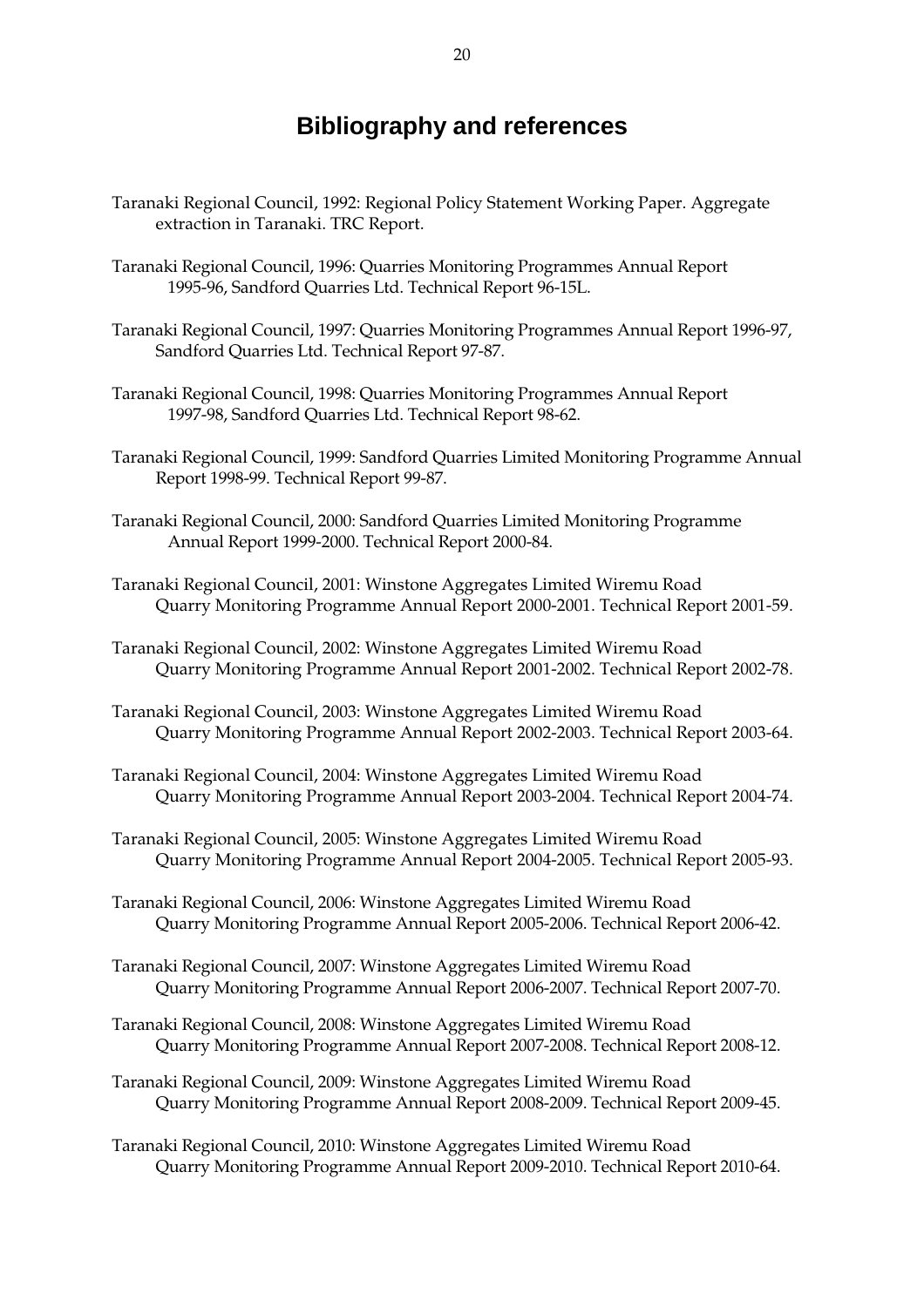# Bibliography and references

Taranaki Regional Council, 1992: Regional Policy Statement Working Paper. Aggregate extraction in Taranaki. TRC Report.

Taranaki Regional Council, 1996: Quarries Monitoring Programmes Annual Report 1995-96, Sandford Quarries Ltd. Technical Report 96-15L.

Taranaki Regional Council, 1997: Quarries Monitoring Programmes Annual Report 1996-97, Sandford Quarries Ltd. Technical Report 97-87.

Taranaki Regional Council, 1998: Quarries Monitoring Programmes Annual Report 1997-98, Sandford Quarries Ltd. Technical Report 98-62.

Taranaki Regional Council, 1999: Sandford Quarries Limited Monitoring Programme Annual Report 1998-99. Technical Report 99-87.

Taranaki Regional Council, 2000: Sandford Quarries Limited Monitoring Programme Annual Report 1999-2000. Technical Report 2000-84.

Taranaki Regional Council, 2001: Winstone Aggregates Limited Wiremu Road Quarry Monitoring Programme Annual Report 2000-2001. Technical Report 2001-59.

Taranaki Regional Council, 2002: Winstone Aggregates Limited Wiremu Road Quarry Monitoring Programme Annual Report 2001-2002. Technical Report 2002-78.

Taranaki Regional Council, 2003: Winstone Aggregates Limited Wiremu Road Quarry Monitoring Programme Annual Report 2002-2003. Technical Report 2003-64.

Taranaki Regional Council, 2004: Winstone Aggregates Limited Wiremu Road Quarry Monitoring Programme Annual Report 2003-2004. Technical Report 2004-74.

Taranaki Regional Council, 2005: Winstone Aggregates Limited Wiremu Road Quarry Monitoring Programme Annual Report 2004-2005. Technical Report 2005-93.

Taranaki Regional Council, 2006: Winstone Aggregates Limited Wiremu Road Quarry Monitoring Programme Annual Report 2005-2006. Technical Report 2006-42.

Taranaki Regional Council, 2007: Winstone Aggregates Limited Wiremu Road Quarry Monitoring Programme Annual Report 2006-2007. Technical Report 2007-70.

Taranaki Regional Council, 2008: Winstone Aggregates Limited Wiremu Road Quarry Monitoring Programme Annual Report 2007-2008. Technical Report 2008-12.

Taranaki Regional Council, 2009: Winstone Aggregates Limited Wiremu Road Quarry Monitoring Programme Annual Report 2008-2009. Technical Report 2009-45.

Taranaki Regional Council, 2010: Winstone Aggregates Limited Wiremu Road Quarry Monitoring Programme Annual Report 2009-2010. Technical Report 2010-64.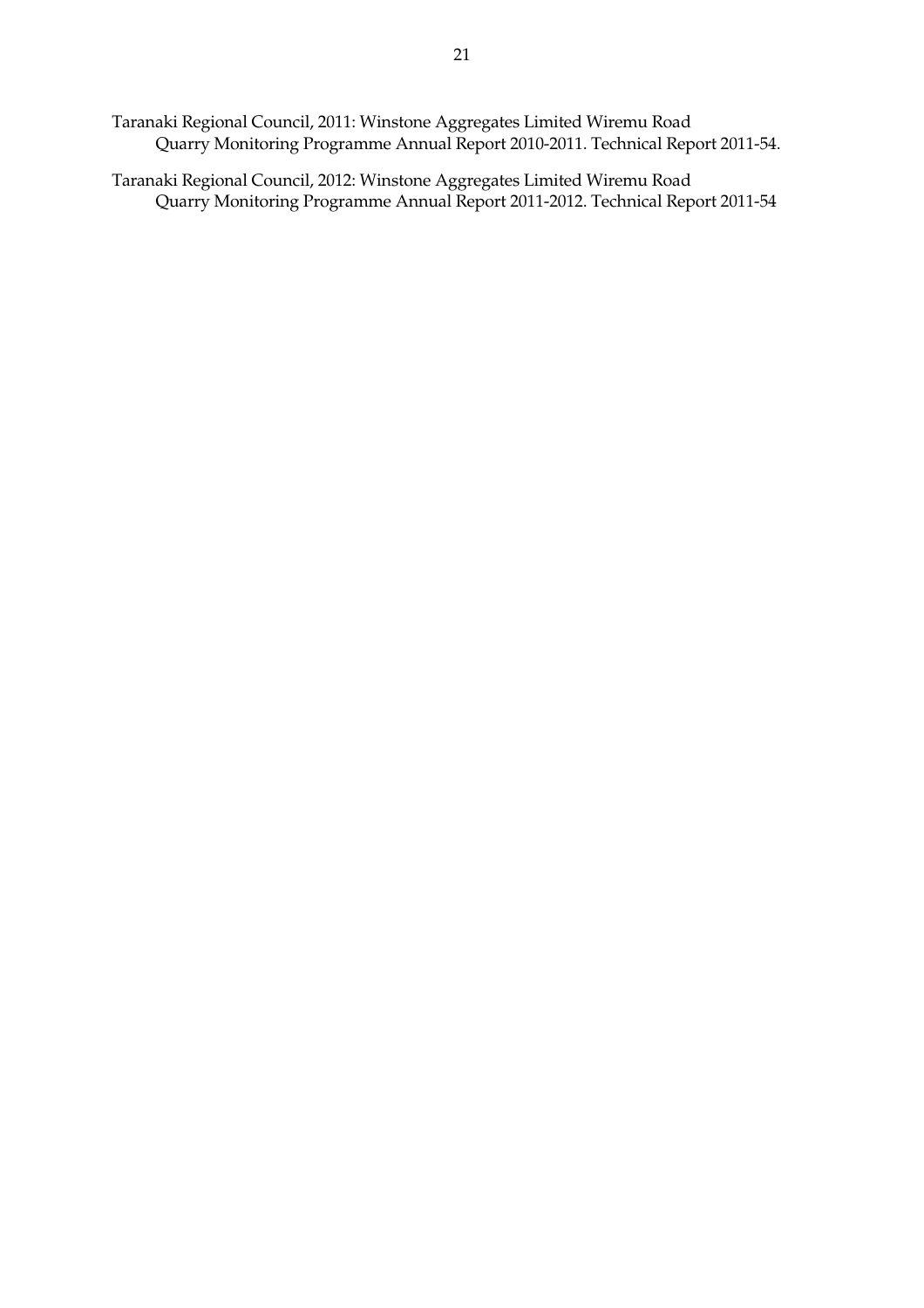Taranaki Regional Council, 2011: Winstone Aggregates Limited Wiremu Road Quarry Monitoring Programme Annual Report 2010-2011. Technical Report 2011-54.

Taranaki Regional Council, 2012: Winstone Aggregates Limited Wiremu Road Quarry Monitoring Programme Annual Report 2011-2012. Technical Report 2011-54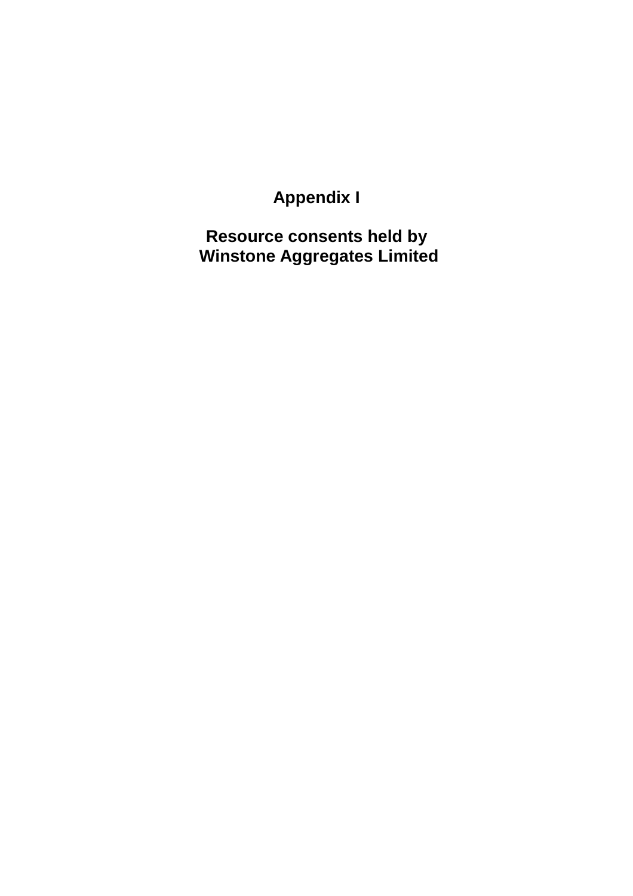# Appendix I

## Resource consents held by Winstone Aggregates Limited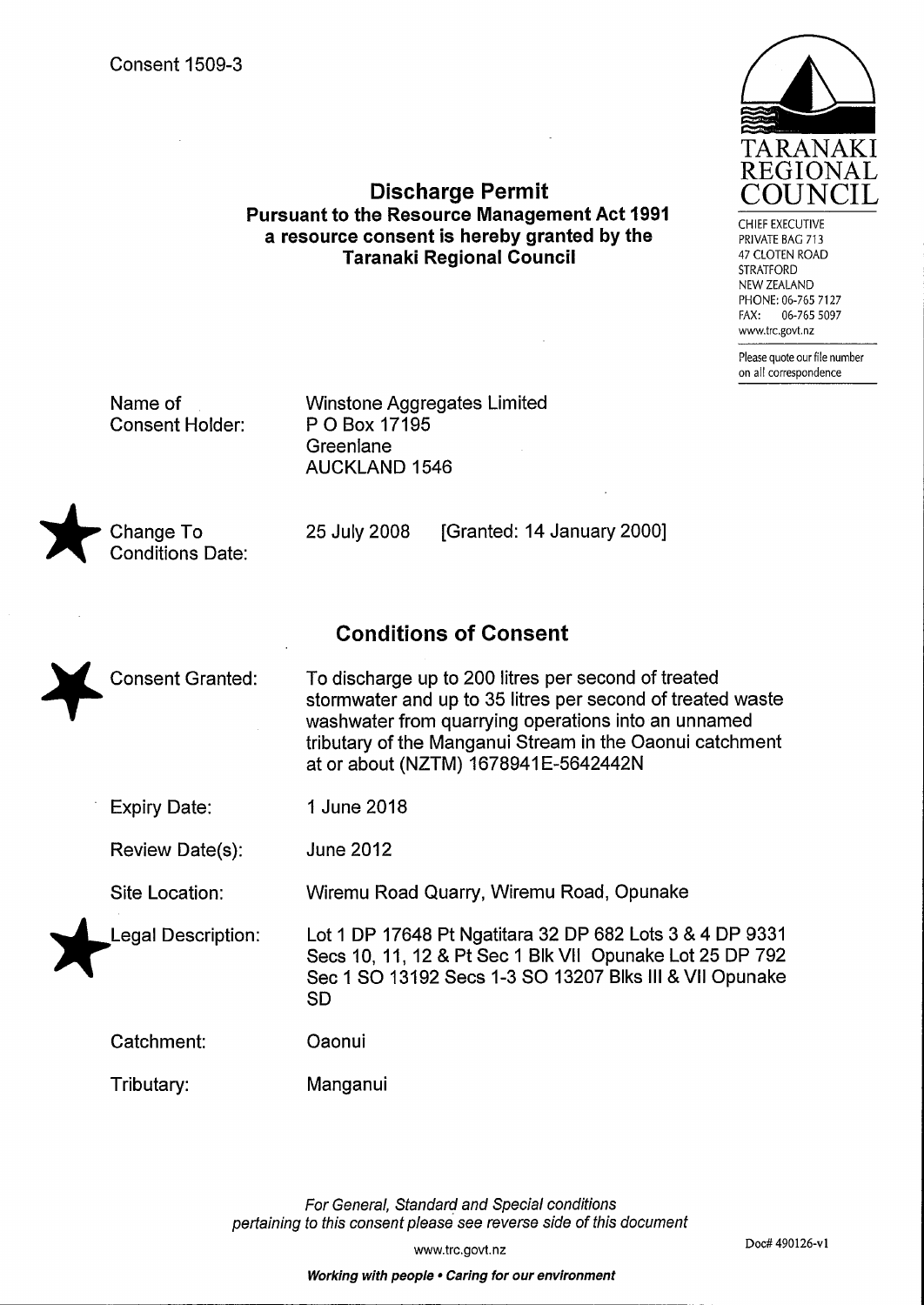Consent 1509-3

TARANAKI REGIONAL COUNCIL

CHIEF EXECUTIVE
PRIVATE BAG 713
47 CLOTEN ROAD
STRATFORD
NEW ZEALAND
PHONE: 06-765 7127
FAX: 06-765 5097
www.trc.govt.nz

Please quote our file number on all correspondence

# Discharge Permit

## Pursuant to the Resource Management Act 1991 a resource consent is hereby granted by the Taranaki Regional Council

| | |
|---|---|
| Name of Consent Holder: | Winstone Aggregates Limited<br>P O Box 17195<br>Greenlane<br>AUCKLAND 1546 |
| Change To Conditions Date: | 25 July 2008 [Granted: 14 January 2000] |

## Conditions of Consent

| | |
|---|---|
| Consent Granted: | To discharge up to 200 litres per second of treated stormwater and up to 35 litres per second of treated waste washwater from quarrying operations into an unnamed tributary of the Manganui Stream in the Oaonui catchment at or about (NZTM) 1678941E-5642442N |
| Expiry Date: | 1 June 2018 |
| Review Date(s): | June 2012 |
| Site Location: | Wiremu Road Quarry, Wiremu Road, Opunake |
| Legal Description: | Lot 1 DP 17648 Pt Ngatitara 32 DP 682 Lots 3 & 4 DP 9331 Secs 10, 11, 12 & Pt Sec 1 Blk VII Opunake Lot 25 DP 792 Sec 1 SO 13192 Secs 1-3 SO 13207 Blks III & VII Opunake SD |
| Catchment: | Oaonui |
| Tributary: | Manganui |

*For General, Standard and Special conditions pertaining to this consent please see reverse side of this document*

www.trc.govt.nz

Doc# 490126-v1

***Working with people • Caring for our environment***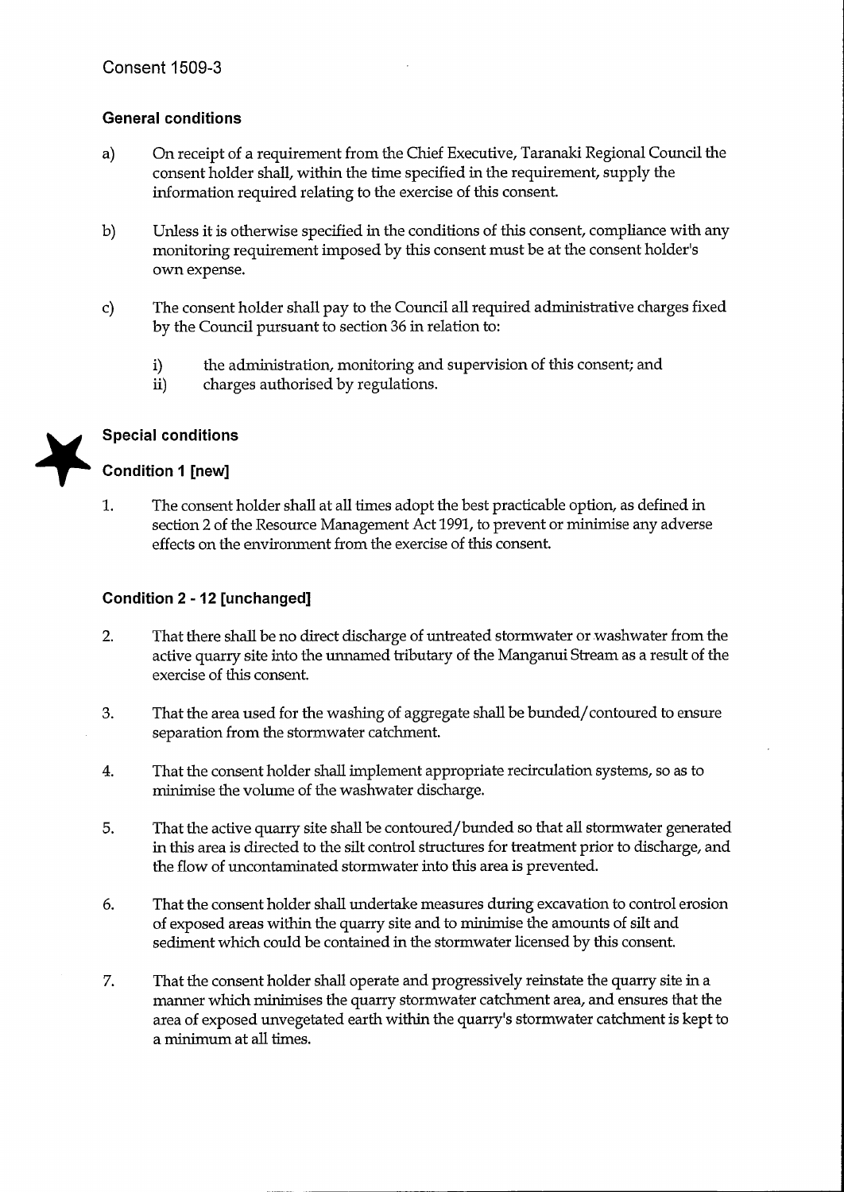Consent 1509-3

### General conditions

a) On receipt of a requirement from the Chief Executive, Taranaki Regional Council the consent holder shall, within the time specified in the requirement, supply the information required relating to the exercise of this consent.

b) Unless it is otherwise specified in the conditions of this consent, compliance with any monitoring requirement imposed by this consent must be at the consent holder's own expense.

c) The consent holder shall pay to the Council all required administrative charges fixed by the Council pursuant to section 36 in relation to:

   i) the administration, monitoring and supervision of this consent; and
   ii) charges authorised by regulations.

### Special conditions

### Condition 1 [new]

1. The consent holder shall at all times adopt the best practicable option, as defined in section 2 of the Resource Management Act 1991, to prevent or minimise any adverse effects on the environment from the exercise of this consent.

### Condition 2 - 12 [unchanged]

2. That there shall be no direct discharge of untreated stormwater or washwater from the active quarry site into the unnamed tributary of the Manganui Stream as a result of the exercise of this consent.

3. That the area used for the washing of aggregate shall be bunded/contoured to ensure separation from the stormwater catchment.

4. That the consent holder shall implement appropriate recirculation systems, so as to minimise the volume of the washwater discharge.

5. That the active quarry site shall be contoured/bunded so that all stormwater generated in this area is directed to the silt control structures for treatment prior to discharge, and the flow of uncontaminated stormwater into this area is prevented.

6. That the consent holder shall undertake measures during excavation to control erosion of exposed areas within the quarry site and to minimise the amounts of silt and sediment which could be contained in the stormwater licensed by this consent.

7. That the consent holder shall operate and progressively reinstate the quarry site in a manner which minimises the quarry stormwater catchment area, and ensures that the area of exposed unvegetated earth within the quarry's stormwater catchment is kept to a minimum at all times.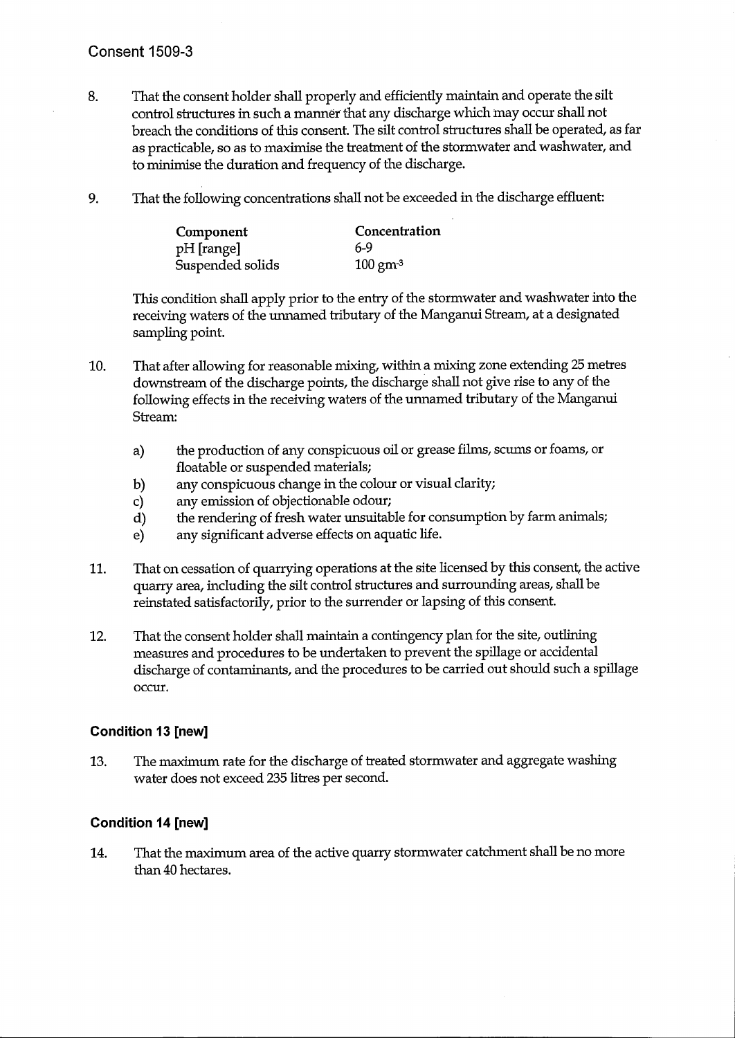Consent 1509-3

8. That the consent holder shall properly and efficiently maintain and operate the silt control structures in such a manner that any discharge which may occur shall not breach the conditions of this consent. The silt control structures shall be operated, as far as practicable, so as to maximise the treatment of the stormwater and washwater, and to minimise the duration and frequency of the discharge.

9. That the following concentrations shall not be exceeded in the discharge effluent:

| Component | Concentration |
|---|---|
| pH [range] | 6-9 |
| Suspended solids | 100 $gm^{-3}$ |

   This condition shall apply prior to the entry of the stormwater and washwater into the receiving waters of the unnamed tributary of the Manganui Stream, at a designated sampling point.

10. That after allowing for reasonable mixing, within a mixing zone extending 25 metres downstream of the discharge points, the discharge shall not give rise to any of the following effects in the receiving waters of the unnamed tributary of the Manganui Stream:

    a) the production of any conspicuous oil or grease films, scums or foams, or floatable or suspended materials;
    b) any conspicuous change in the colour or visual clarity;
    c) any emission of objectionable odour;
    d) the rendering of fresh water unsuitable for consumption by farm animals;
    e) any significant adverse effects on aquatic life.

11. That on cessation of quarrying operations at the site licensed by this consent, the active quarry area, including the silt control structures and surrounding areas, shall be reinstated satisfactorily, prior to the surrender or lapsing of this consent.

12. That the consent holder shall maintain a contingency plan for the site, outlining measures and procedures to be undertaken to prevent the spillage or accidental discharge of contaminants, and the procedures to be carried out should such a spillage occur.

### Condition 13 [new]

13. The maximum rate for the discharge of treated stormwater and aggregate washing water does not exceed 235 litres per second.

### Condition 14 [new]

14. That the maximum area of the active quarry stormwater catchment shall be no more than 40 hectares.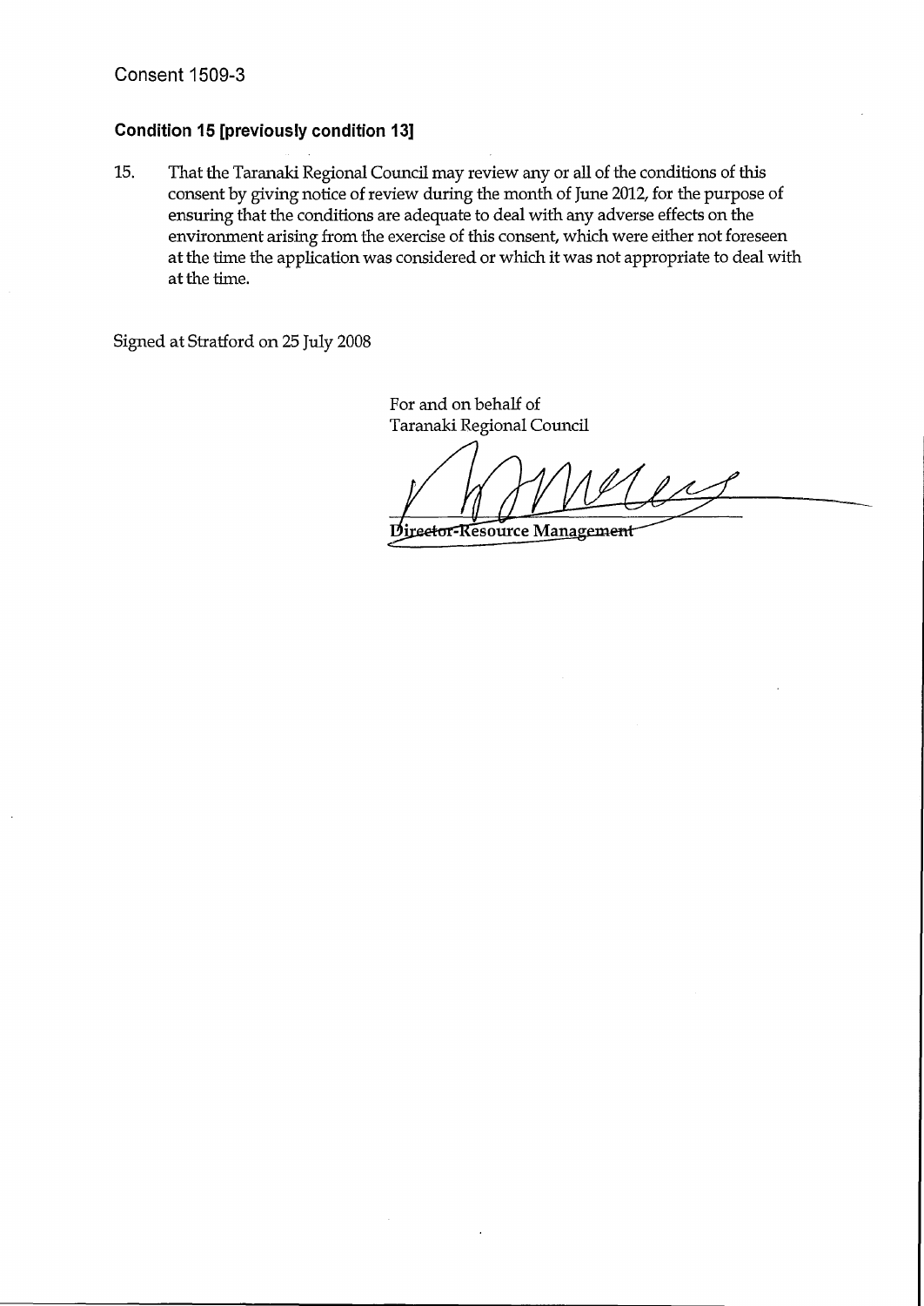Consent 1509-3

## Condition 15 [previously condition 13]

15. That the Taranaki Regional Council may review any or all of the conditions of this consent by giving notice of review during the month of June 2012, for the purpose of ensuring that the conditions are adequate to deal with any adverse effects on the environment arising from the exercise of this consent, which were either not foreseen at the time the application was considered or which it was not appropriate to deal with at the time.

Signed at Stratford on 25 July 2008

For and on behalf of
Taranaki Regional Council

Director-Resource Management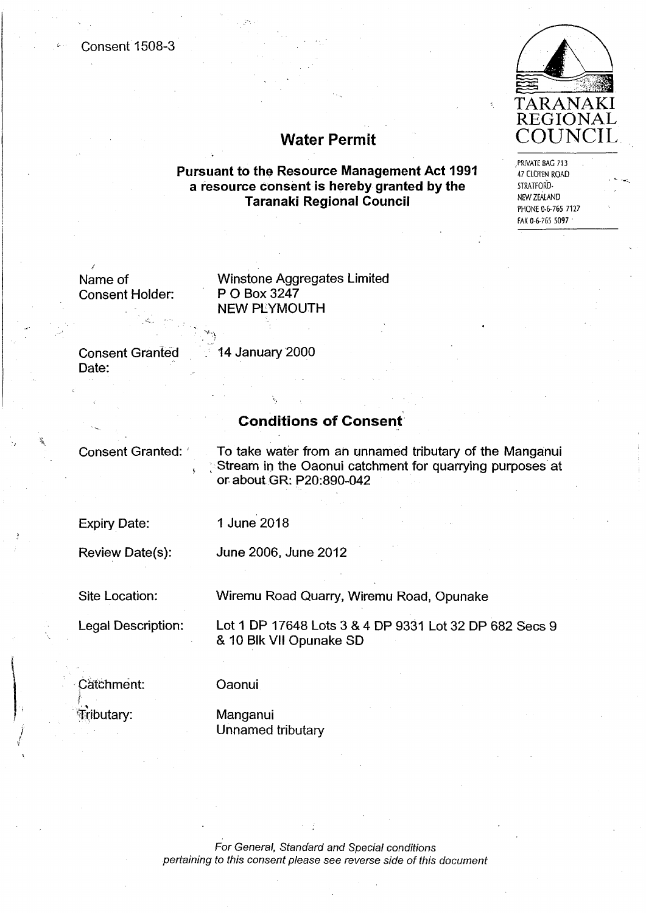Consent 1508-3

TARANAKI REGIONAL COUNCIL

PRIVATE BAG 713
47 CLOTEN ROAD
STRATFORD
NEW ZEALAND
PHONE 0-6-765 7127
FAX 0-6-765 5097

# Water Permit

**Pursuant to the Resource Management Act 1991 a resource consent is hereby granted by the Taranaki Regional Council**

| | |
|---|---|
| Name of Consent Holder: | Winstone Aggregates Limited<br>P O Box 3247<br>NEW PLYMOUTH |
| Consent Granted Date: | 14 January 2000 |

## Conditions of Consent

| | |
|---|---|
| Consent Granted: | To take water from an unnamed tributary of the Manganui Stream in the Oaonui catchment for quarrying purposes at or about GR: P20:890-042 |
| Expiry Date: | 1 June 2018 |
| Review Date(s): | June 2006, June 2012 |
| Site Location: | Wiremu Road Quarry, Wiremu Road, Opunake |
| Legal Description: | Lot 1 DP 17648 Lots 3 & 4 DP 9331 Lot 32 DP 682 Secs 9 & 10 Blk VII Opunake SD |
| Catchment: | Oaonui |
| Tributary: | Manganui<br>Unnamed tributary |

*For General, Standard and Special conditions pertaining to this consent please see reverse side of this document*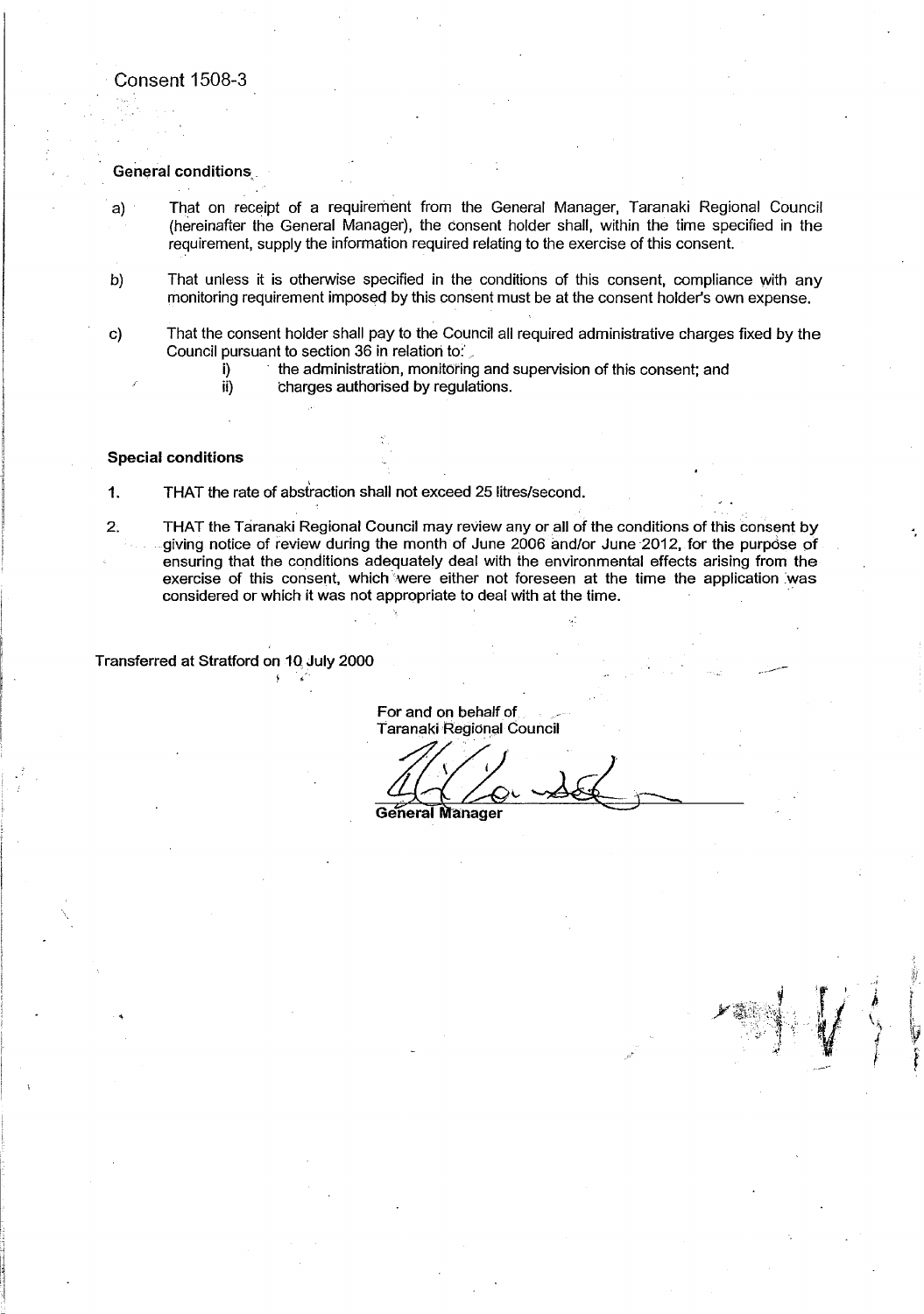Consent 1508-3

**General conditions**

a) That on receipt of a requirement from the General Manager, Taranaki Regional Council (hereinafter the General Manager), the consent holder shall, within the time specified in the requirement, supply the information required relating to the exercise of this consent.

b) That unless it is otherwise specified in the conditions of this consent, compliance with any monitoring requirement imposed by this consent must be at the consent holder's own expense.

c) That the consent holder shall pay to the Council all required administrative charges fixed by the Council pursuant to section 36 in relation to:
   i) the administration, monitoring and supervision of this consent; and
   ii) charges authorised by regulations.

**Special conditions**

1. THAT the rate of abstraction shall not exceed 25 litres/second.

2. THAT the Taranaki Regional Council may review any or all of the conditions of this consent by giving notice of review during the month of June 2006 and/or June 2012, for the purpose of ensuring that the conditions adequately deal with the environmental effects arising from the exercise of this consent, which were either not foreseen at the time the application was considered or which it was not appropriate to deal with at the time.

**Transferred at Stratford on 10 July 2000**

For and on behalf of
Taranaki Regional Council

**General Manager**